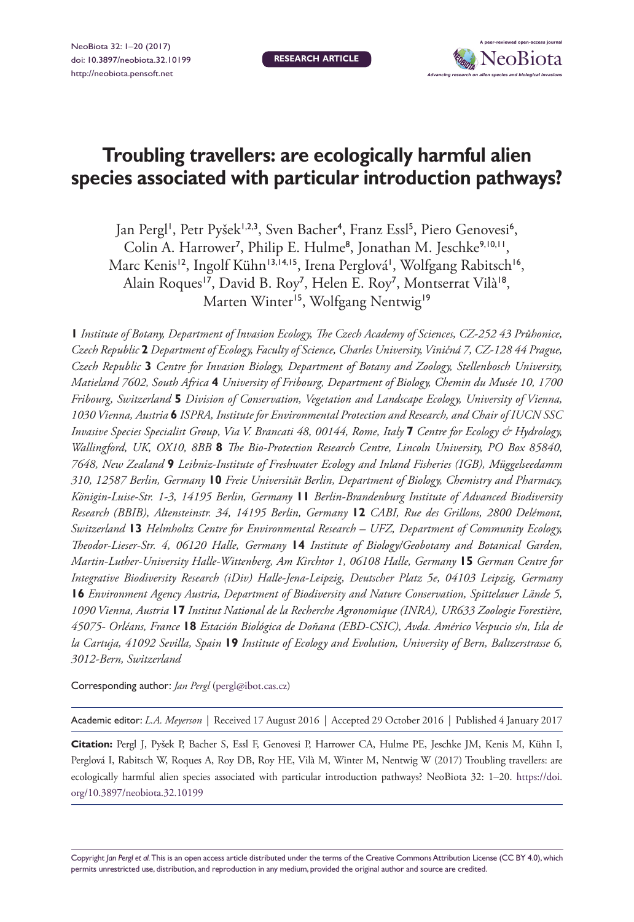RESEARCH ARTICLE

# Troubling travellers: are ecologically harmful alien species associated with particular introduction pathways?

Jan Pergl[1], Petr Pyšek[1,2,3], Sven Bacher[4], Franz Essl[5], Piero Genovesi[6], Colin A. Harrower[7], Philip E. Hulme[8], Jonathan M. Jeschke[9,10,11], Marc Kenis[12], Ingolf Kühn[13,14,15], Irena Perglová[1], Wolfgang Rabitsch[16], Alain Roques[17], David B. Roy[7], Helen E. Roy[7], Montserrat Vilà[18], Marten Winter[15], Wolfgang Nentwig[19]

**1** *Institute of Botany, Department of Invasion Ecology, The Czech Academy of Sciences, CZ-252 43 Průhonice, Czech Republic* **2** *Department of Ecology, Faculty of Science, Charles University, Viničná 7, CZ-128 44 Prague, Czech Republic* **3** *Centre for Invasion Biology, Department of Botany and Zoology, Stellenbosch University, Matieland 7602, South Africa* **4** *University of Fribourg, Department of Biology, Chemin du Musée 10, 1700 Fribourg, Switzerland* **5** *Division of Conservation, Vegetation and Landscape Ecology, University of Vienna, 1030 Vienna, Austria* **6** *ISPRA, Institute for Environmental Protection and Research, and Chair of IUCN SSC Invasive Species Specialist Group, Via V. Brancati 48, 00144, Rome, Italy* **7** *Centre for Ecology & Hydrology, Wallingford, UK, OX10, 8BB* **8** *The Bio-Protection Research Centre, Lincoln University, PO Box 85840, 7648, New Zealand* **9** *Leibniz-Institute of Freshwater Ecology and Inland Fisheries (IGB), Müggelseedamm 310, 12587 Berlin, Germany* **10** *Freie Universität Berlin, Department of Biology, Chemistry and Pharmacy, Königin-Luise-Str. 1-3, 14195 Berlin, Germany* **11** *Berlin-Brandenburg Institute of Advanced Biodiversity Research (BBIB), Altensteinstr. 34, 14195 Berlin, Germany* **12** *CABI, Rue des Grillons, 2800 Delémont, Switzerland* **13** *Helmholtz Centre for Environmental Research – UFZ, Department of Community Ecology, Theodor-Lieser-Str. 4, 06120 Halle, Germany* **14** *Institute of Biology/Geobotany and Botanical Garden, Martin-Luther-University Halle-Wittenberg, Am Kirchtor 1, 06108 Halle, Germany* **15** *German Centre for Integrative Biodiversity Research (iDiv) Halle-Jena-Leipzig, Deutscher Platz 5e, 04103 Leipzig, Germany* **16** *Environment Agency Austria, Department of Biodiversity and Nature Conservation, Spittelauer Lände 5, 1090 Vienna, Austria* **17** *Institut National de la Recherche Agronomique (INRA), UR633 Zoologie Forestière, 45075- Orléans, France* **18** *Estación Biológica de Doñana (EBD-CSIC), Avda. Américo Vespucio s/n, Isla de la Cartuja, 41092 Sevilla, Spain* **19** *Institute of Ecology and Evolution, University of Bern, Baltzerstrasse 6, 3012-Bern, Switzerland*

Corresponding author: *Jan Pergl* (pergl@ibot.cas.cz)

Academic editor: *L.A. Meyerson* | Received 17 August 2016 | Accepted 29 October 2016 | Published 4 January 2017

**Citation:** Pergl J, Pyšek P, Bacher S, Essl F, Genovesi P, Harrower CA, Hulme PE, Jeschke JM, Kenis M, Kühn I, Perglová I, Rabitsch W, Roques A, Roy DB, Roy HE, Vilà M, Winter M, Nentwig W (2017) Troubling travellers: are ecologically harmful alien species associated with particular introduction pathways? NeoBiota 32: 1–20. https://doi.org/10.3897/neobiota.32.10199

Copyright *Jan Pergl et al.* This is an open access article distributed under the terms of the Creative Commons Attribution License (CC BY 4.0), which permits unrestricted use, distribution, and reproduction in any medium, provided the original author and source are credited.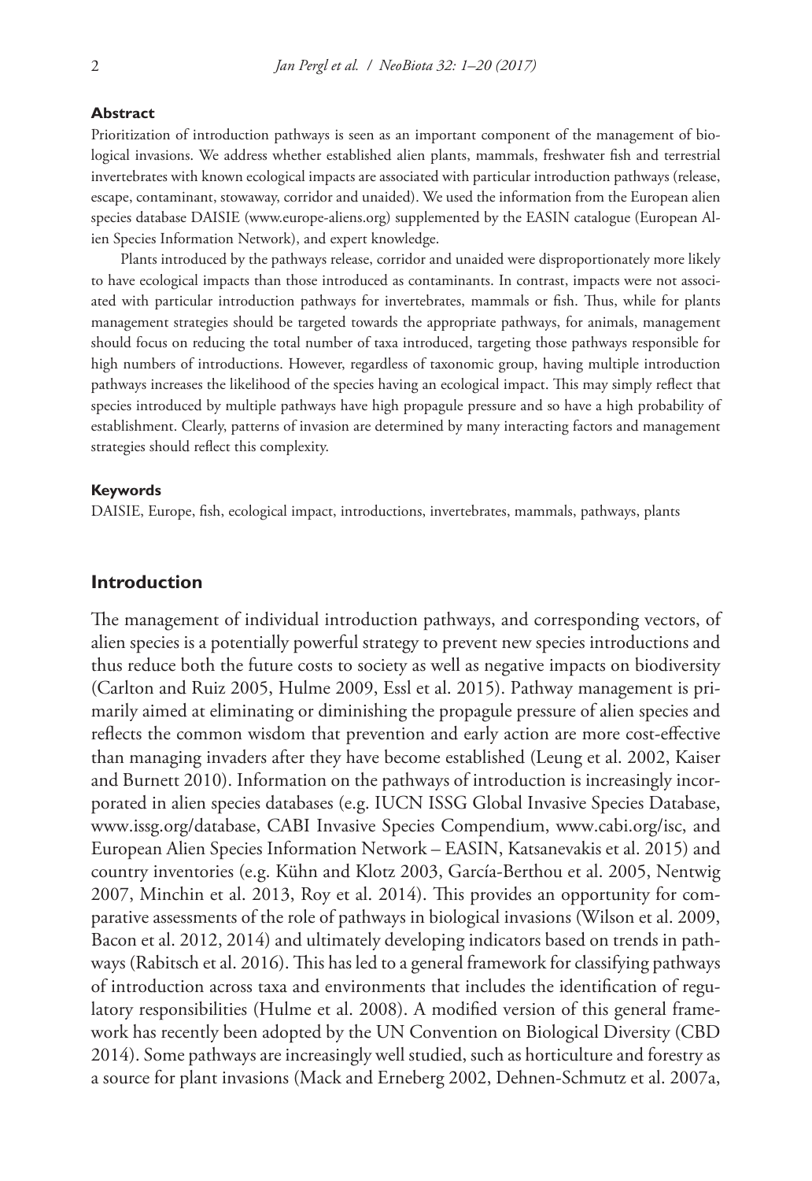### Abstract

Prioritization of introduction pathways is seen as an important component of the management of biological invasions. We address whether established alien plants, mammals, freshwater fish and terrestrial invertebrates with known ecological impacts are associated with particular introduction pathways (release, escape, contaminant, stowaway, corridor and unaided). We used the information from the European alien species database DAISIE (www.europe-aliens.org) supplemented by the EASIN catalogue (European Alien Species Information Network), and expert knowledge.

Plants introduced by the pathways release, corridor and unaided were disproportionately more likely to have ecological impacts than those introduced as contaminants. In contrast, impacts were not associated with particular introduction pathways for invertebrates, mammals or fish. Thus, while for plants management strategies should be targeted towards the appropriate pathways, for animals, management should focus on reducing the total number of taxa introduced, targeting those pathways responsible for high numbers of introductions. However, regardless of taxonomic group, having multiple introduction pathways increases the likelihood of the species having an ecological impact. This may simply reflect that species introduced by multiple pathways have high propagule pressure and so have a high probability of establishment. Clearly, patterns of invasion are determined by many interacting factors and management strategies should reflect this complexity.

### Keywords

DAISIE, Europe, fish, ecological impact, introductions, invertebrates, mammals, pathways, plants

## Introduction

The management of individual introduction pathways, and corresponding vectors, of alien species is a potentially powerful strategy to prevent new species introductions and thus reduce both the future costs to society as well as negative impacts on biodiversity (Carlton and Ruiz 2005, Hulme 2009, Essl et al. 2015). Pathway management is primarily aimed at eliminating or diminishing the propagule pressure of alien species and reflects the common wisdom that prevention and early action are more cost-effective than managing invaders after they have become established (Leung et al. 2002, Kaiser and Burnett 2010). Information on the pathways of introduction is increasingly incorporated in alien species databases (e.g. IUCN ISSG Global Invasive Species Database, www.issg.org/database, CABI Invasive Species Compendium, www.cabi.org/isc, and European Alien Species Information Network – EASIN, Katsanevakis et al. 2015) and country inventories (e.g. Kühn and Klotz 2003, García-Berthou et al. 2005, Nentwig 2007, Minchin et al. 2013, Roy et al. 2014). This provides an opportunity for comparative assessments of the role of pathways in biological invasions (Wilson et al. 2009, Bacon et al. 2012, 2014) and ultimately developing indicators based on trends in pathways (Rabitsch et al. 2016). This has led to a general framework for classifying pathways of introduction across taxa and environments that includes the identification of regulatory responsibilities (Hulme et al. 2008). A modified version of this general framework has recently been adopted by the UN Convention on Biological Diversity (CBD 2014). Some pathways are increasingly well studied, such as horticulture and forestry as a source for plant invasions (Mack and Erneberg 2002, Dehnen-Schmutz et al. 2007a,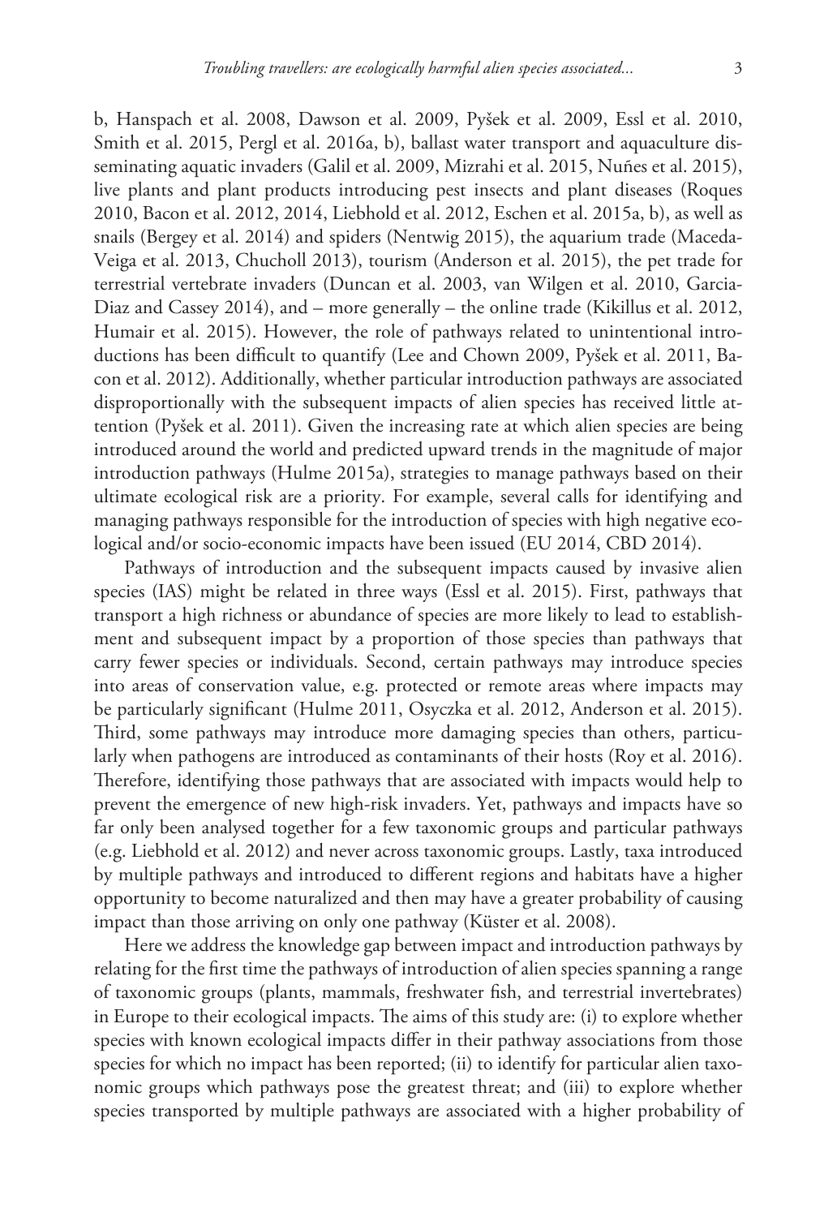b, Hanspach et al. 2008, Dawson et al. 2009, Pyšek et al. 2009, Essl et al. 2010, Smith et al. 2015, Pergl et al. 2016a, b), ballast water transport and aquaculture disseminating aquatic invaders (Galil et al. 2009, Mizrahi et al. 2015, Nuñes et al. 2015), live plants and plant products introducing pest insects and plant diseases (Roques 2010, Bacon et al. 2012, 2014, Liebhold et al. 2012, Eschen et al. 2015a, b), as well as snails (Bergey et al. 2014) and spiders (Nentwig 2015), the aquarium trade (Maceda-Veiga et al. 2013, Chucholl 2013), tourism (Anderson et al. 2015), the pet trade for terrestrial vertebrate invaders (Duncan et al. 2003, van Wilgen et al. 2010, Garcia-Diaz and Cassey 2014), and – more generally – the online trade (Kikillus et al. 2012, Humair et al. 2015). However, the role of pathways related to unintentional introductions has been difficult to quantify (Lee and Chown 2009, Pyšek et al. 2011, Bacon et al. 2012). Additionally, whether particular introduction pathways are associated disproportionally with the subsequent impacts of alien species has received little attention (Pyšek et al. 2011). Given the increasing rate at which alien species are being introduced around the world and predicted upward trends in the magnitude of major introduction pathways (Hulme 2015a), strategies to manage pathways based on their ultimate ecological risk are a priority. For example, several calls for identifying and managing pathways responsible for the introduction of species with high negative ecological and/or socio-economic impacts have been issued (EU 2014, CBD 2014).

Pathways of introduction and the subsequent impacts caused by invasive alien species (IAS) might be related in three ways (Essl et al. 2015). First, pathways that transport a high richness or abundance of species are more likely to lead to establishment and subsequent impact by a proportion of those species than pathways that carry fewer species or individuals. Second, certain pathways may introduce species into areas of conservation value, e.g. protected or remote areas where impacts may be particularly significant (Hulme 2011, Osyczka et al. 2012, Anderson et al. 2015). Third, some pathways may introduce more damaging species than others, particularly when pathogens are introduced as contaminants of their hosts (Roy et al. 2016). Therefore, identifying those pathways that are associated with impacts would help to prevent the emergence of new high-risk invaders. Yet, pathways and impacts have so far only been analysed together for a few taxonomic groups and particular pathways (e.g. Liebhold et al. 2012) and never across taxonomic groups. Lastly, taxa introduced by multiple pathways and introduced to different regions and habitats have a higher opportunity to become naturalized and then may have a greater probability of causing impact than those arriving on only one pathway (Küster et al. 2008).

Here we address the knowledge gap between impact and introduction pathways by relating for the first time the pathways of introduction of alien species spanning a range of taxonomic groups (plants, mammals, freshwater fish, and terrestrial invertebrates) in Europe to their ecological impacts. The aims of this study are: (i) to explore whether species with known ecological impacts differ in their pathway associations from those species for which no impact has been reported; (ii) to identify for particular alien taxonomic groups which pathways pose the greatest threat; and (iii) to explore whether species transported by multiple pathways are associated with a higher probability of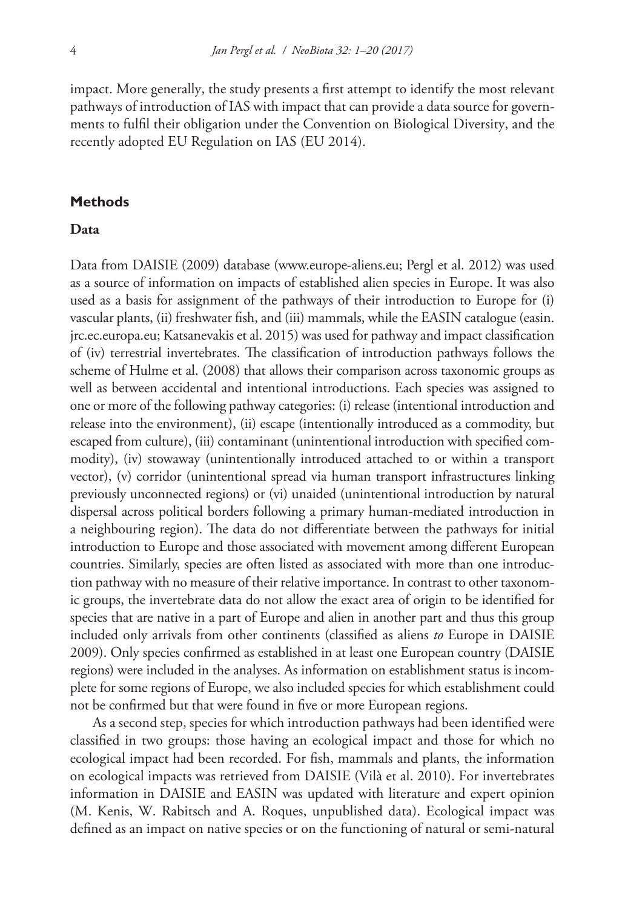impact. More generally, the study presents a first attempt to identify the most relevant pathways of introduction of IAS with impact that can provide a data source for governments to fulfil their obligation under the Convention on Biological Diversity, and the recently adopted EU Regulation on IAS (EU 2014).

## Methods

### Data

Data from DAISIE (2009) database (www.europe-aliens.eu; Pergl et al. 2012) was used as a source of information on impacts of established alien species in Europe. It was also used as a basis for assignment of the pathways of their introduction to Europe for (i) vascular plants, (ii) freshwater fish, and (iii) mammals, while the EASIN catalogue (easin.jrc.ec.europa.eu; Katsanevakis et al. 2015) was used for pathway and impact classification of (iv) terrestrial invertebrates. The classification of introduction pathways follows the scheme of Hulme et al. (2008) that allows their comparison across taxonomic groups as well as between accidental and intentional introductions. Each species was assigned to one or more of the following pathway categories: (i) release (intentional introduction and release into the environment), (ii) escape (intentionally introduced as a commodity, but escaped from culture), (iii) contaminant (unintentional introduction with specified commodity), (iv) stowaway (unintentionally introduced attached to or within a transport vector), (v) corridor (unintentional spread via human transport infrastructures linking previously unconnected regions) or (vi) unaided (unintentional introduction by natural dispersal across political borders following a primary human-mediated introduction in a neighbouring region). The data do not differentiate between the pathways for initial introduction to Europe and those associated with movement among different European countries. Similarly, species are often listed as associated with more than one introduction pathway with no measure of their relative importance. In contrast to other taxonomic groups, the invertebrate data do not allow the exact area of origin to be identified for species that are native in a part of Europe and alien in another part and thus this group included only arrivals from other continents (classified as aliens *to* Europe in DAISIE 2009). Only species confirmed as established in at least one European country (DAISIE regions) were included in the analyses. As information on establishment status is incomplete for some regions of Europe, we also included species for which establishment could not be confirmed but that were found in five or more European regions.

As a second step, species for which introduction pathways had been identified were classified in two groups: those having an ecological impact and those for which no ecological impact had been recorded. For fish, mammals and plants, the information on ecological impacts was retrieved from DAISIE (Vilà et al. 2010). For invertebrates information in DAISIE and EASIN was updated with literature and expert opinion (M. Kenis, W. Rabitsch and A. Roques, unpublished data). Ecological impact was defined as an impact on native species or on the functioning of natural or semi-natural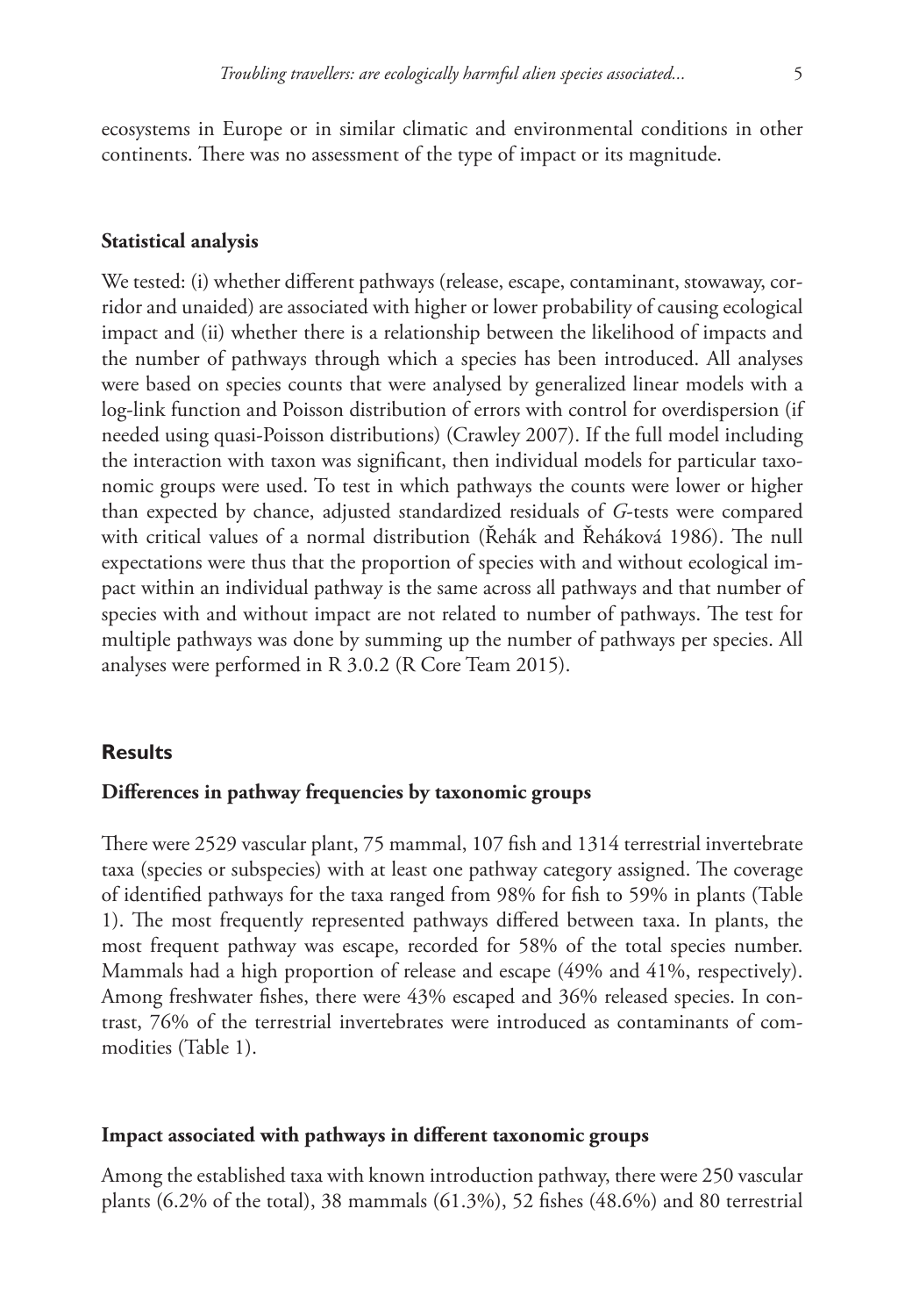ecosystems in Europe or in similar climatic and environmental conditions in other continents. There was no assessment of the type of impact or its magnitude.

### Statistical analysis

We tested: (i) whether different pathways (release, escape, contaminant, stowaway, corridor and unaided) are associated with higher or lower probability of causing ecological impact and (ii) whether there is a relationship between the likelihood of impacts and the number of pathways through which a species has been introduced. All analyses were based on species counts that were analysed by generalized linear models with a log-link function and Poisson distribution of errors with control for overdispersion (if needed using quasi-Poisson distributions) (Crawley 2007). If the full model including the interaction with taxon was significant, then individual models for particular taxonomic groups were used. To test in which pathways the counts were lower or higher than expected by chance, adjusted standardized residuals of *G*-tests were compared with critical values of a normal distribution (Řehák and Řeháková 1986). The null expectations were thus that the proportion of species with and without ecological impact within an individual pathway is the same across all pathways and that number of species with and without impact are not related to number of pathways. The test for multiple pathways was done by summing up the number of pathways per species. All analyses were performed in R 3.0.2 (R Core Team 2015).

## Results

### Differences in pathway frequencies by taxonomic groups

There were 2529 vascular plant, 75 mammal, 107 fish and 1314 terrestrial invertebrate taxa (species or subspecies) with at least one pathway category assigned. The coverage of identified pathways for the taxa ranged from 98% for fish to 59% in plants (Table 1). The most frequently represented pathways differed between taxa. In plants, the most frequent pathway was escape, recorded for 58% of the total species number. Mammals had a high proportion of release and escape (49% and 41%, respectively). Among freshwater fishes, there were 43% escaped and 36% released species. In contrast, 76% of the terrestrial invertebrates were introduced as contaminants of commodities (Table 1).

### Impact associated with pathways in different taxonomic groups

Among the established taxa with known introduction pathway, there were 250 vascular plants (6.2% of the total), 38 mammals (61.3%), 52 fishes (48.6%) and 80 terrestrial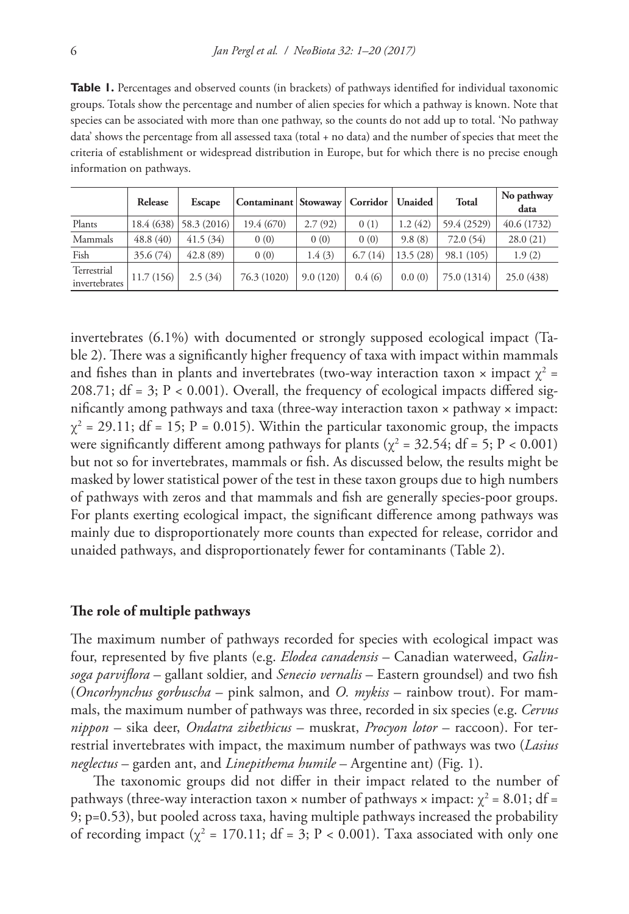**Table 1.** Percentages and observed counts (in brackets) of pathways identified for individual taxonomic groups. Totals show the percentage and number of alien species for which a pathway is known. Note that species can be associated with more than one pathway, so the counts do not add up to total. 'No pathway data' shows the percentage from all assessed taxa (total + no data) and the number of species that meet the criteria of establishment or widespread distribution in Europe, but for which there is no precise enough information on pathways.

| | Release | Escape | Contaminant | Stowaway | Corridor | Unaided | Total | No pathway data |
|---|---|---|---|---|---|---|---|---|
| Plants | 18.4 (638) | 58.3 (2016) | 19.4 (670) | 2.7 (92) | 0 (1) | 1.2 (42) | 59.4 (2529) | 40.6 (1732) |
| Mammals | 48.8 (40) | 41.5 (34) | 0 (0) | 0 (0) | 0 (0) | 9.8 (8) | 72.0 (54) | 28.0 (21) |
| Fish | 35.6 (74) | 42.8 (89) | 0 (0) | 1.4 (3) | 6.7 (14) | 13.5 (28) | 98.1 (105) | 1.9 (2) |
| Terrestrial invertebrates | 11.7 (156) | 2.5 (34) | 76.3 (1020) | 9.0 (120) | 0.4 (6) | 0.0 (0) | 75.0 (1314) | 25.0 (438) |

invertebrates (6.1%) with documented or strongly supposed ecological impact (Table 2). There was a significantly higher frequency of taxa with impact within mammals and fishes than in plants and invertebrates (two-way interaction taxon × impact $\chi^2$ = 208.71; df = 3; P < 0.001). Overall, the frequency of ecological impacts differed significantly among pathways and taxa (three-way interaction taxon × pathway × impact: $\chi^2$ = 29.11; df = 15; P = 0.015). Within the particular taxonomic group, the impacts were significantly different among pathways for plants ($\chi^2$ = 32.54; df = 5; P < 0.001) but not so for invertebrates, mammals or fish. As discussed below, the results might be masked by lower statistical power of the test in these taxon groups due to high numbers of pathways with zeros and that mammals and fish are generally species-poor groups. For plants exerting ecological impact, the significant difference among pathways was mainly due to disproportionately more counts than expected for release, corridor and unaided pathways, and disproportionately fewer for contaminants (Table 2).

## The role of multiple pathways

The maximum number of pathways recorded for species with ecological impact was four, represented by five plants (e.g. *Elodea canadensis* – Canadian waterweed, *Galinsoga parviflora* – gallant soldier, and *Senecio vernalis* – Eastern groundsel) and two fish (*Oncorhynchus gorbuscha* – pink salmon, and *O. mykiss* – rainbow trout). For mammals, the maximum number of pathways was three, recorded in six species (e.g. *Cervus nippon* – sika deer, *Ondatra zibethicus* – muskrat, *Procyon lotor* – raccoon). For terrestrial invertebrates with impact, the maximum number of pathways was two (*Lasius neglectus* – garden ant, and *Linepithema humile* – Argentine ant) (Fig. 1).

The taxonomic groups did not differ in their impact related to the number of pathways (three-way interaction taxon × number of pathways × impact: $\chi^2$ = 8.01; df = 9; p=0.53), but pooled across taxa, having multiple pathways increased the probability of recording impact ($\chi^2$ = 170.11; df = 3; P < 0.001). Taxa associated with only one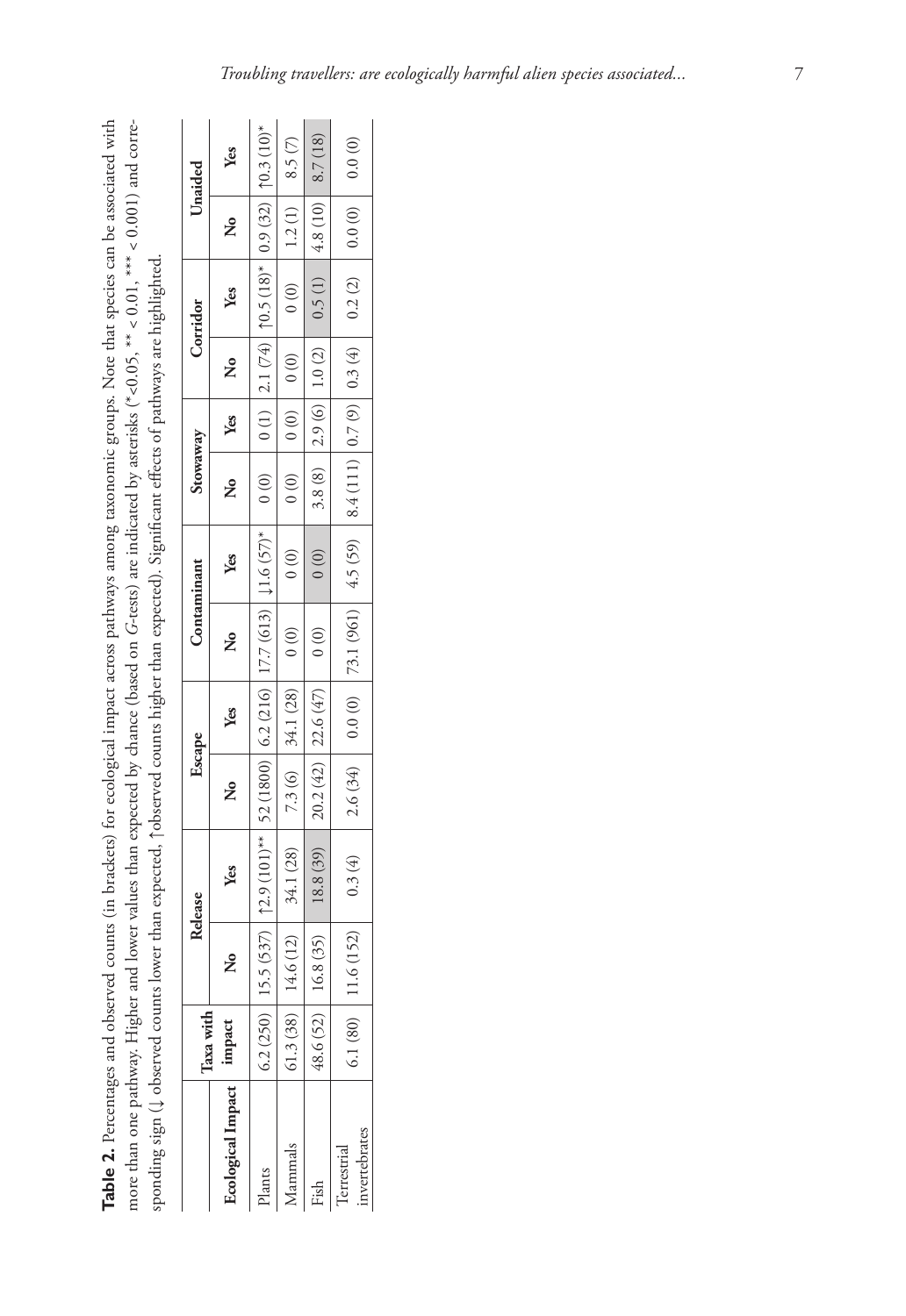**Table 2.** Percentages and observed counts (in brackets) for ecological impact across pathways among taxonomic groups. Note that species can be associated with more than one pathway. Higher and lower values than expected by chance (based on *G*-tests) are indicated by asterisks (\*<0.05, \*\* < 0.01, \*\*\* < 0.001) and corresponding sign (↓ observed counts lower than expected, ↑observed counts higher than expected). Significant effects of pathways are highlighted.

| Ecological Impact | Taxa with impact | Release | | Escape | | Contaminant | | Stowaway | | Corridor | | Unaided | |
|---|---|---|---|---|---|---|---|---|---|---|---|---|---|
| | | No | Yes | No | Yes | No | Yes | No | Yes | No | Yes | No | Yes |
| Plants | 6.2 (250) | 15.5 (537) | ↑2.9 (101)\*\* | 52 (1800) | 6.2 (216) | 17.7 (613) | ↓1.6 (57)\* | 0 (0) | 0 (1) | 2.1 (74) | ↑0.5 (18)\* | 0.9 (32) | ↑0.3 (10)\* |
| Mammals | 61.3 (38) | 14.6 (12) | 34.1 (28) | 7.3 (6) | 34.1 (28) | 0 (0) | 0 (0) | 0 (0) | 0 (0) | 0 (0) | 0 (0) | 1.2 (1) | 8.5 (7) |
| Fish | 48.6 (52) | 16.8 (35) | 18.8 (39) | 20.2 (42) | 22.6 (47) | 0 (0) | 0 (0) | 3.8 (8) | 2.9 (6) | 1.0 (2) | 0.5 (1) | 4.8 (10) | 8.7 (18) |
| Terrestrial invertebrates | 6.1 (80) | 11.6 (152) | 0.3 (4) | 2.6 (34) | 0.0 (0) | 73.1 (961) | 4.5 (59) | 8.4 (111) | 0.7 (9) | 0.3 (4) | 0.2 (2) | 0.0 (0) | 0.0 (0) |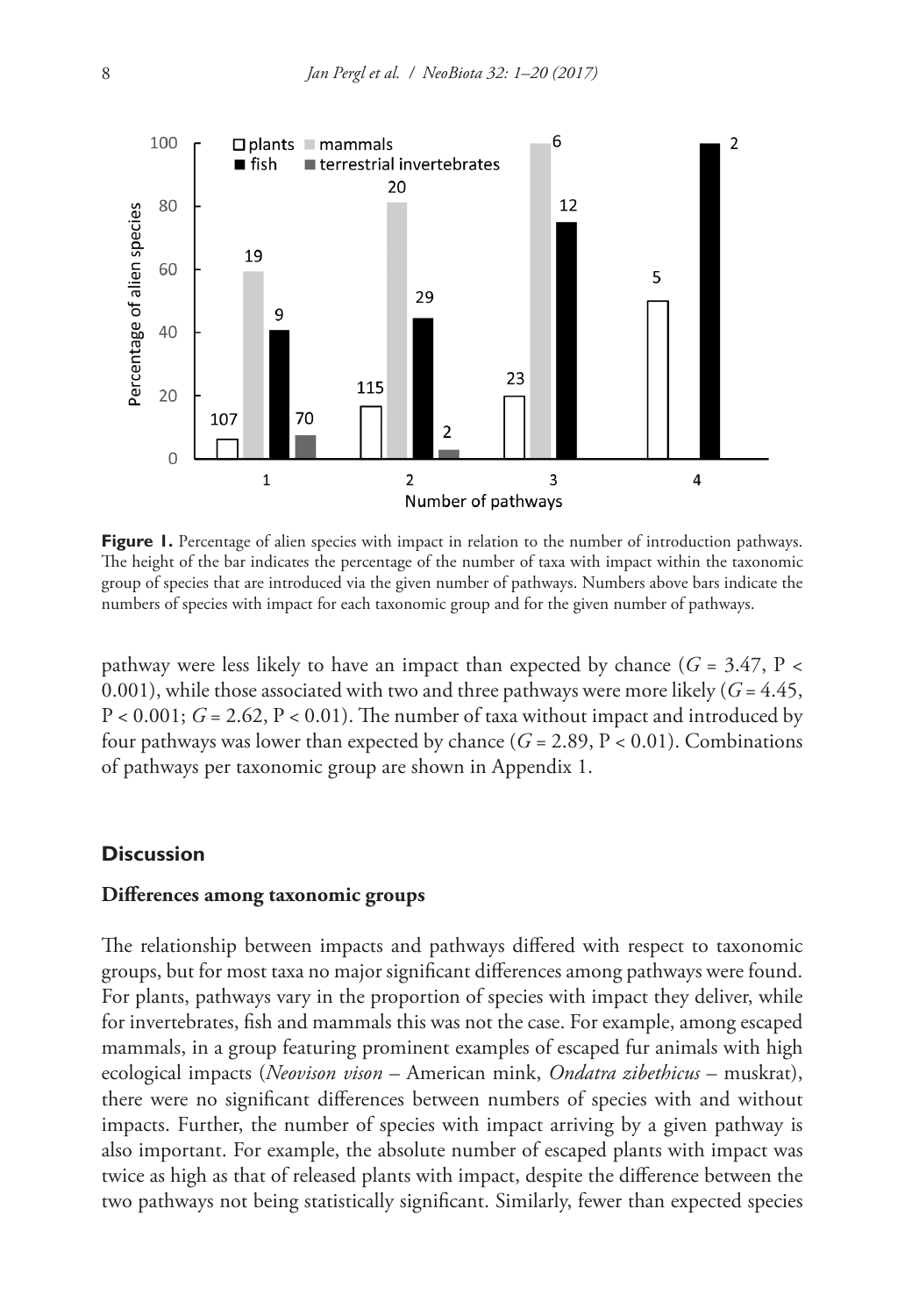**Figure 1.** Percentage of alien species with impact in relation to the number of introduction pathways. The height of the bar indicates the percentage of the number of taxa with impact within the taxonomic group of species that are introduced via the given number of pathways. Numbers above bars indicate the numbers of species with impact for each taxonomic group and for the given number of pathways.

pathway were less likely to have an impact than expected by chance ($G = 3.47$, $P < 0.001$), while those associated with two and three pathways were more likely ($G = 4.45$, $P < 0.001$; $G = 2.62$, $P < 0.01$). The number of taxa without impact and introduced by four pathways was lower than expected by chance ($G = 2.89$, $P < 0.01$). Combinations of pathways per taxonomic group are shown in Appendix 1.

## Discussion

### Differences among taxonomic groups

The relationship between impacts and pathways differed with respect to taxonomic groups, but for most taxa no major significant differences among pathways were found. For plants, pathways vary in the proportion of species with impact they deliver, while for invertebrates, fish and mammals this was not the case. For example, among escaped mammals, in a group featuring prominent examples of escaped fur animals with high ecological impacts (*Neovison vison* – American mink, *Ondatra zibethicus* – muskrat), there were no significant differences between numbers of species with and without impacts. Further, the number of species with impact arriving by a given pathway is also important. For example, the absolute number of escaped plants with impact was twice as high as that of released plants with impact, despite the difference between the two pathways not being statistically significant. Similarly, fewer than expected species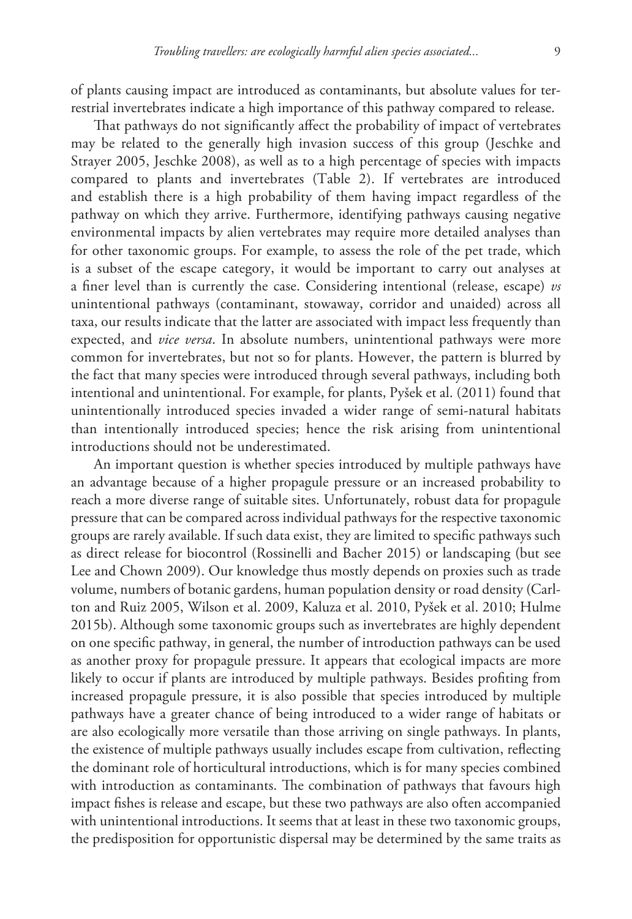of plants causing impact are introduced as contaminants, but absolute values for terrestrial invertebrates indicate a high importance of this pathway compared to release.

That pathways do not significantly affect the probability of impact of vertebrates may be related to the generally high invasion success of this group (Jeschke and Strayer 2005, Jeschke 2008), as well as to a high percentage of species with impacts compared to plants and invertebrates (Table 2). If vertebrates are introduced and establish there is a high probability of them having impact regardless of the pathway on which they arrive. Furthermore, identifying pathways causing negative environmental impacts by alien vertebrates may require more detailed analyses than for other taxonomic groups. For example, to assess the role of the pet trade, which is a subset of the escape category, it would be important to carry out analyses at a finer level than is currently the case. Considering intentional (release, escape) *vs* unintentional pathways (contaminant, stowaway, corridor and unaided) across all taxa, our results indicate that the latter are associated with impact less frequently than expected, and *vice versa*. In absolute numbers, unintentional pathways were more common for invertebrates, but not so for plants. However, the pattern is blurred by the fact that many species were introduced through several pathways, including both intentional and unintentional. For example, for plants, Pyšek et al. (2011) found that unintentionally introduced species invaded a wider range of semi-natural habitats than intentionally introduced species; hence the risk arising from unintentional introductions should not be underestimated.

An important question is whether species introduced by multiple pathways have an advantage because of a higher propagule pressure or an increased probability to reach a more diverse range of suitable sites. Unfortunately, robust data for propagule pressure that can be compared across individual pathways for the respective taxonomic groups are rarely available. If such data exist, they are limited to specific pathways such as direct release for biocontrol (Rossinelli and Bacher 2015) or landscaping (but see Lee and Chown 2009). Our knowledge thus mostly depends on proxies such as trade volume, numbers of botanic gardens, human population density or road density (Carlton and Ruiz 2005, Wilson et al. 2009, Kaluza et al. 2010, Pyšek et al. 2010; Hulme 2015b). Although some taxonomic groups such as invertebrates are highly dependent on one specific pathway, in general, the number of introduction pathways can be used as another proxy for propagule pressure. It appears that ecological impacts are more likely to occur if plants are introduced by multiple pathways. Besides profiting from increased propagule pressure, it is also possible that species introduced by multiple pathways have a greater chance of being introduced to a wider range of habitats or are also ecologically more versatile than those arriving on single pathways. In plants, the existence of multiple pathways usually includes escape from cultivation, reflecting the dominant role of horticultural introductions, which is for many species combined with introduction as contaminants. The combination of pathways that favours high impact fishes is release and escape, but these two pathways are also often accompanied with unintentional introductions. It seems that at least in these two taxonomic groups, the predisposition for opportunistic dispersal may be determined by the same traits as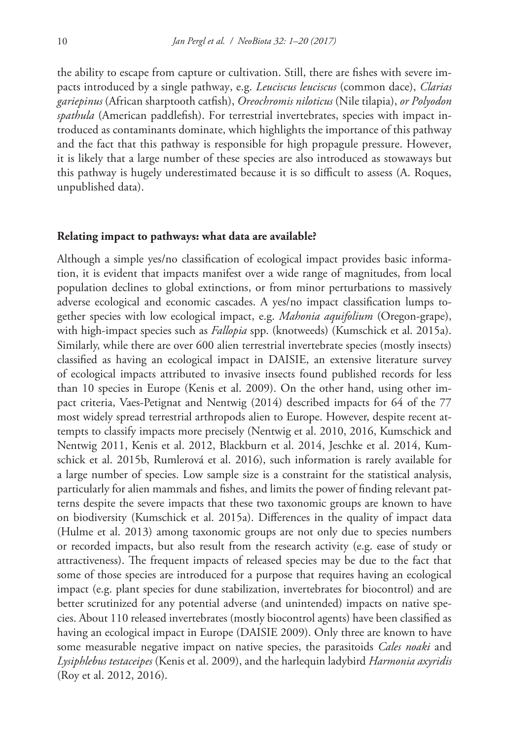the ability to escape from capture or cultivation. Still, there are fishes with severe impacts introduced by a single pathway, e.g. *Leuciscus leuciscus* (common dace), *Clarias gariepinus* (African sharptooth catfish), *Oreochromis niloticus* (Nile tilapia), *or Polyodon spathula* (American paddlefish). For terrestrial invertebrates, species with impact introduced as contaminants dominate, which highlights the importance of this pathway and the fact that this pathway is responsible for high propagule pressure. However, it is likely that a large number of these species are also introduced as stowaways but this pathway is hugely underestimated because it is so difficult to assess (A. Roques, unpublished data).

### Relating impact to pathways: what data are available?

Although a simple yes/no classification of ecological impact provides basic information, it is evident that impacts manifest over a wide range of magnitudes, from local population declines to global extinctions, or from minor perturbations to massively adverse ecological and economic cascades. A yes/no impact classification lumps together species with low ecological impact, e.g. *Mahonia aquifolium* (Oregon-grape), with high-impact species such as *Fallopia* spp. (knotweeds) (Kumschick et al. 2015a). Similarly, while there are over 600 alien terrestrial invertebrate species (mostly insects) classified as having an ecological impact in DAISIE, an extensive literature survey of ecological impacts attributed to invasive insects found published records for less than 10 species in Europe (Kenis et al. 2009). On the other hand, using other impact criteria, Vaes-Petignat and Nentwig (2014) described impacts for 64 of the 77 most widely spread terrestrial arthropods alien to Europe. However, despite recent attempts to classify impacts more precisely (Nentwig et al. 2010, 2016, Kumschick and Nentwig 2011, Kenis et al. 2012, Blackburn et al. 2014, Jeschke et al. 2014, Kumschick et al. 2015b, Rumlerová et al. 2016), such information is rarely available for a large number of species. Low sample size is a constraint for the statistical analysis, particularly for alien mammals and fishes, and limits the power of finding relevant patterns despite the severe impacts that these two taxonomic groups are known to have on biodiversity (Kumschick et al. 2015a). Differences in the quality of impact data (Hulme et al. 2013) among taxonomic groups are not only due to species numbers or recorded impacts, but also result from the research activity (e.g. ease of study or attractiveness). The frequent impacts of released species may be due to the fact that some of those species are introduced for a purpose that requires having an ecological impact (e.g. plant species for dune stabilization, invertebrates for biocontrol) and are better scrutinized for any potential adverse (and unintended) impacts on native species. About 110 released invertebrates (mostly biocontrol agents) have been classified as having an ecological impact in Europe (DAISIE 2009). Only three are known to have some measurable negative impact on native species, the parasitoids *Cales noaki* and *Lysiphlebus testaceipes* (Kenis et al. 2009), and the harlequin ladybird *Harmonia axyridis* (Roy et al. 2012, 2016).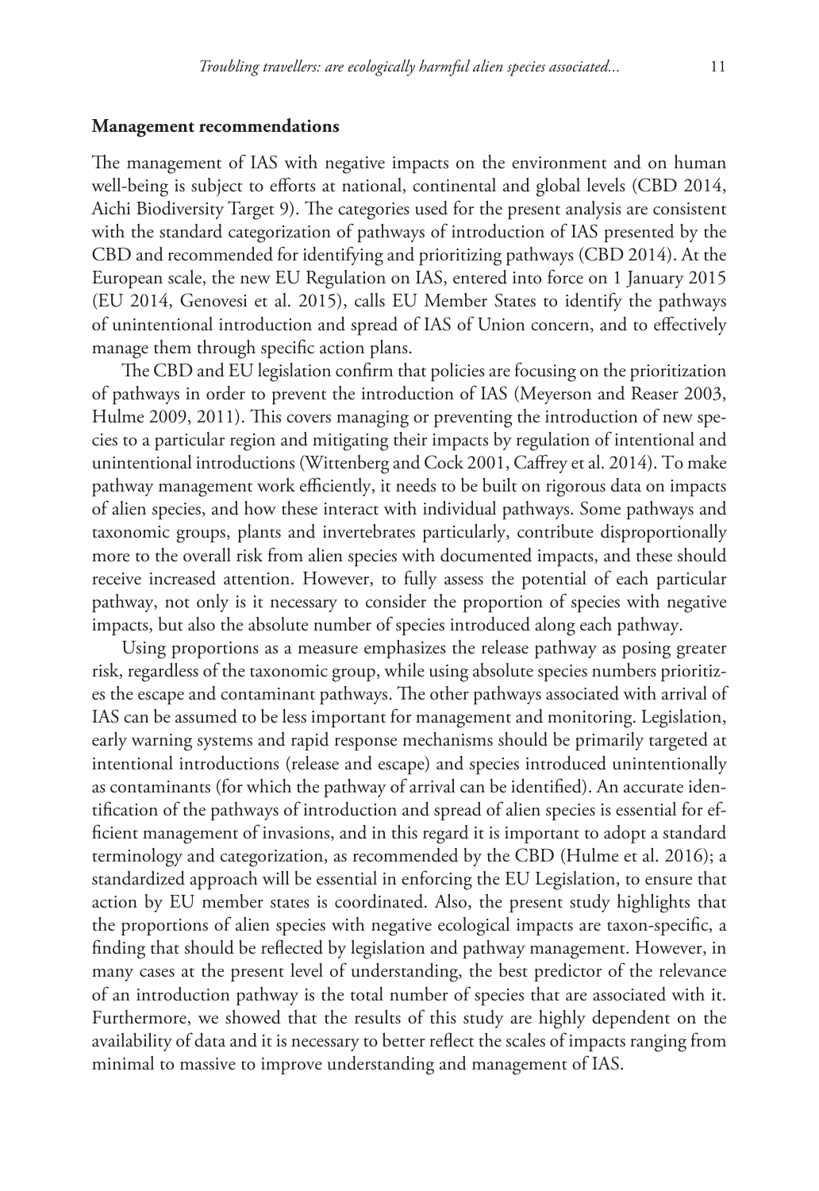## Management recommendations

The management of IAS with negative impacts on the environment and on human well-being is subject to efforts at national, continental and global levels (CBD 2014, Aichi Biodiversity Target 9). The categories used for the present analysis are consistent with the standard categorization of pathways of introduction of IAS presented by the CBD and recommended for identifying and prioritizing pathways (CBD 2014). At the European scale, the new EU Regulation on IAS, entered into force on 1 January 2015 (EU 2014, Genovesi et al. 2015), calls EU Member States to identify the pathways of unintentional introduction and spread of IAS of Union concern, and to effectively manage them through specific action plans.

The CBD and EU legislation confirm that policies are focusing on the prioritization of pathways in order to prevent the introduction of IAS (Meyerson and Reaser 2003, Hulme 2009, 2011). This covers managing or preventing the introduction of new species to a particular region and mitigating their impacts by regulation of intentional and unintentional introductions (Wittenberg and Cock 2001, Caffrey et al. 2014). To make pathway management work efficiently, it needs to be built on rigorous data on impacts of alien species, and how these interact with individual pathways. Some pathways and taxonomic groups, plants and invertebrates particularly, contribute disproportionally more to the overall risk from alien species with documented impacts, and these should receive increased attention. However, to fully assess the potential of each particular pathway, not only is it necessary to consider the proportion of species with negative impacts, but also the absolute number of species introduced along each pathway.

Using proportions as a measure emphasizes the release pathway as posing greater risk, regardless of the taxonomic group, while using absolute species numbers prioritizes the escape and contaminant pathways. The other pathways associated with arrival of IAS can be assumed to be less important for management and monitoring. Legislation, early warning systems and rapid response mechanisms should be primarily targeted at intentional introductions (release and escape) and species introduced unintentionally as contaminants (for which the pathway of arrival can be identified). An accurate identification of the pathways of introduction and spread of alien species is essential for efficient management of invasions, and in this regard it is important to adopt a standard terminology and categorization, as recommended by the CBD (Hulme et al. 2016); a standardized approach will be essential in enforcing the EU Legislation, to ensure that action by EU member states is coordinated. Also, the present study highlights that the proportions of alien species with negative ecological impacts are taxon-specific, a finding that should be reflected by legislation and pathway management. However, in many cases at the present level of understanding, the best predictor of the relevance of an introduction pathway is the total number of species that are associated with it. Furthermore, we showed that the results of this study are highly dependent on the availability of data and it is necessary to better reflect the scales of impacts ranging from minimal to massive to improve understanding and management of IAS.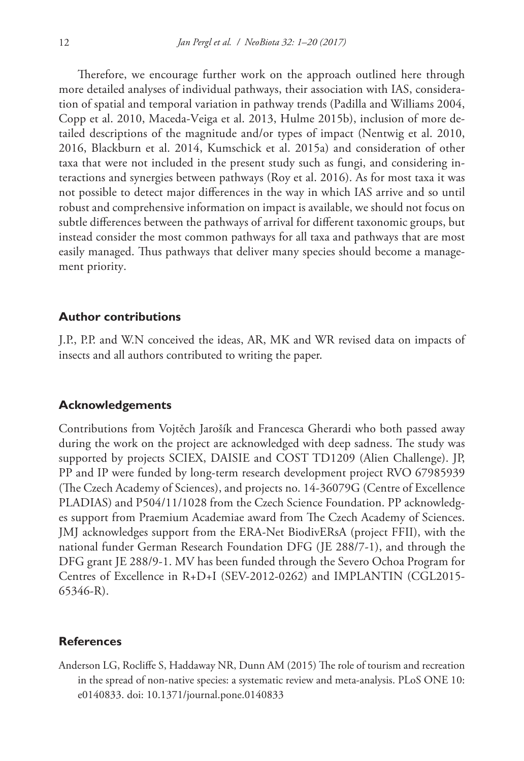Therefore, we encourage further work on the approach outlined here through more detailed analyses of individual pathways, their association with IAS, consideration of spatial and temporal variation in pathway trends (Padilla and Williams 2004, Copp et al. 2010, Maceda-Veiga et al. 2013, Hulme 2015b), inclusion of more detailed descriptions of the magnitude and/or types of impact (Nentwig et al. 2010, 2016, Blackburn et al. 2014, Kumschick et al. 2015a) and consideration of other taxa that were not included in the present study such as fungi, and considering interactions and synergies between pathways (Roy et al. 2016). As for most taxa it was not possible to detect major differences in the way in which IAS arrive and so until robust and comprehensive information on impact is available, we should not focus on subtle differences between the pathways of arrival for different taxonomic groups, but instead consider the most common pathways for all taxa and pathways that are most easily managed. Thus pathways that deliver many species should become a management priority.

## Author contributions

J.P., P.P. and W.N conceived the ideas, AR, MK and WR revised data on impacts of insects and all authors contributed to writing the paper.

## Acknowledgements

Contributions from Vojtěch Jarošík and Francesca Gherardi who both passed away during the work on the project are acknowledged with deep sadness. The study was supported by projects SCIEX, DAISIE and COST TD1209 (Alien Challenge). JP, PP and IP were funded by long-term research development project RVO 67985939 (The Czech Academy of Sciences), and projects no. 14-36079G (Centre of Excellence PLADIAS) and P504/11/1028 from the Czech Science Foundation. PP acknowledges support from Praemium Academiae award from The Czech Academy of Sciences. JMJ acknowledges support from the ERA-Net BiodivERsA (project FFII), with the national funder German Research Foundation DFG (JE 288/7-1), and through the DFG grant JE 288/9-1. MV has been funded through the Severo Ochoa Program for Centres of Excellence in R+D+I (SEV-2012-0262) and IMPLANTIN (CGL2015-65346-R).

## References

Anderson LG, Rocliffe S, Haddaway NR, Dunn AM (2015) The role of tourism and recreation in the spread of non-native species: a systematic review and meta-analysis. PLoS ONE 10: e0140833. doi: 10.1371/journal.pone.0140833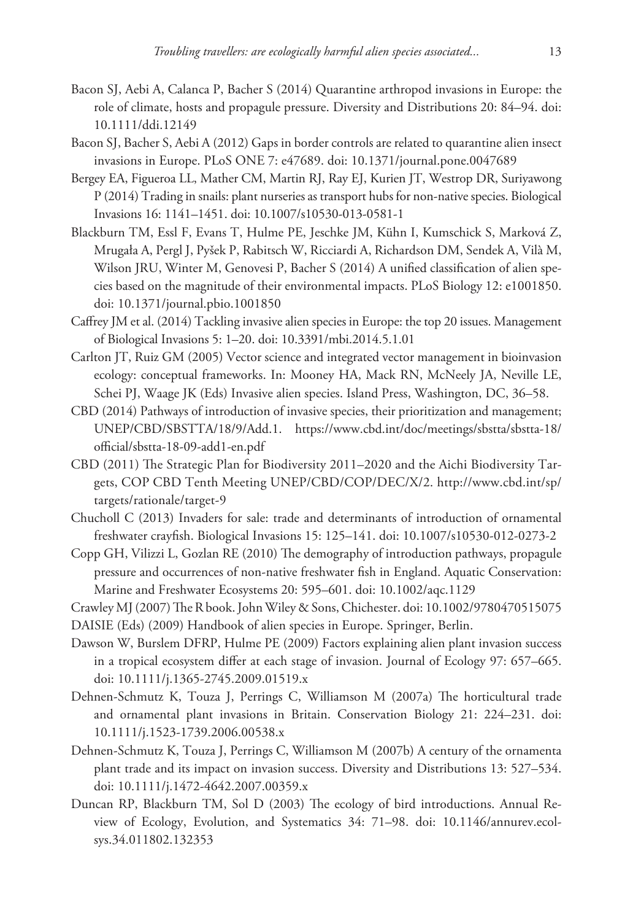Bacon SJ, Aebi A, Calanca P, Bacher S (2014) Quarantine arthropod invasions in Europe: the role of climate, hosts and propagule pressure. Diversity and Distributions 20: 84–94. doi: 10.1111/ddi.12149

Bacon SJ, Bacher S, Aebi A (2012) Gaps in border controls are related to quarantine alien insect invasions in Europe. PLoS ONE 7: e47689. doi: 10.1371/journal.pone.0047689

Bergey EA, Figueroa LL, Mather CM, Martin RJ, Ray EJ, Kurien JT, Westrop DR, Suriyawong P (2014) Trading in snails: plant nurseries as transport hubs for non-native species. Biological Invasions 16: 1141–1451. doi: 10.1007/s10530-013-0581-1

Blackburn TM, Essl F, Evans T, Hulme PE, Jeschke JM, Kühn I, Kumschick S, Marková Z, Mrugała A, Pergl J, Pyšek P, Rabitsch W, Ricciardi A, Richardson DM, Sendek A, Vilà M, Wilson JRU, Winter M, Genovesi P, Bacher S (2014) A unified classification of alien species based on the magnitude of their environmental impacts. PLoS Biology 12: e1001850. doi: 10.1371/journal.pbio.1001850

Caffrey JM et al. (2014) Tackling invasive alien species in Europe: the top 20 issues. Management of Biological Invasions 5: 1–20. doi: 10.3391/mbi.2014.5.1.01

Carlton JT, Ruiz GM (2005) Vector science and integrated vector management in bioinvasion ecology: conceptual frameworks. In: Mooney HA, Mack RN, McNeely JA, Neville LE, Schei PJ, Waage JK (Eds) Invasive alien species. Island Press, Washington, DC, 36–58.

CBD (2014) Pathways of introduction of invasive species, their prioritization and management; UNEP/CBD/SBSTTA/18/9/Add.1. https://www.cbd.int/doc/meetings/sbstta/sbstta-18/official/sbstta-18-09-add1-en.pdf

CBD (2011) The Strategic Plan for Biodiversity 2011–2020 and the Aichi Biodiversity Targets, COP CBD Tenth Meeting UNEP/CBD/COP/DEC/X/2. http://www.cbd.int/sp/targets/rationale/target-9

Chucholl C (2013) Invaders for sale: trade and determinants of introduction of ornamental freshwater crayfish. Biological Invasions 15: 125–141. doi: 10.1007/s10530-012-0273-2

Copp GH, Vilizzi L, Gozlan RE (2010) The demography of introduction pathways, propagule pressure and occurrences of non-native freshwater fish in England. Aquatic Conservation: Marine and Freshwater Ecosystems 20: 595–601. doi: 10.1002/aqc.1129

Crawley MJ (2007) The R book. John Wiley & Sons, Chichester. doi: 10.1002/9780470515075

DAISIE (Eds) (2009) Handbook of alien species in Europe. Springer, Berlin.

Dawson W, Burslem DFRP, Hulme PE (2009) Factors explaining alien plant invasion success in a tropical ecosystem differ at each stage of invasion. Journal of Ecology 97: 657–665. doi: 10.1111/j.1365-2745.2009.01519.x

Dehnen-Schmutz K, Touza J, Perrings C, Williamson M (2007a) The horticultural trade and ornamental plant invasions in Britain. Conservation Biology 21: 224–231. doi: 10.1111/j.1523-1739.2006.00538.x

Dehnen-Schmutz K, Touza J, Perrings C, Williamson M (2007b) A century of the ornamenta plant trade and its impact on invasion success. Diversity and Distributions 13: 527–534. doi: 10.1111/j.1472-4642.2007.00359.x

Duncan RP, Blackburn TM, Sol D (2003) The ecology of bird introductions. Annual Review of Ecology, Evolution, and Systematics 34: 71–98. doi: 10.1146/annurev.ecolsys.34.011802.132353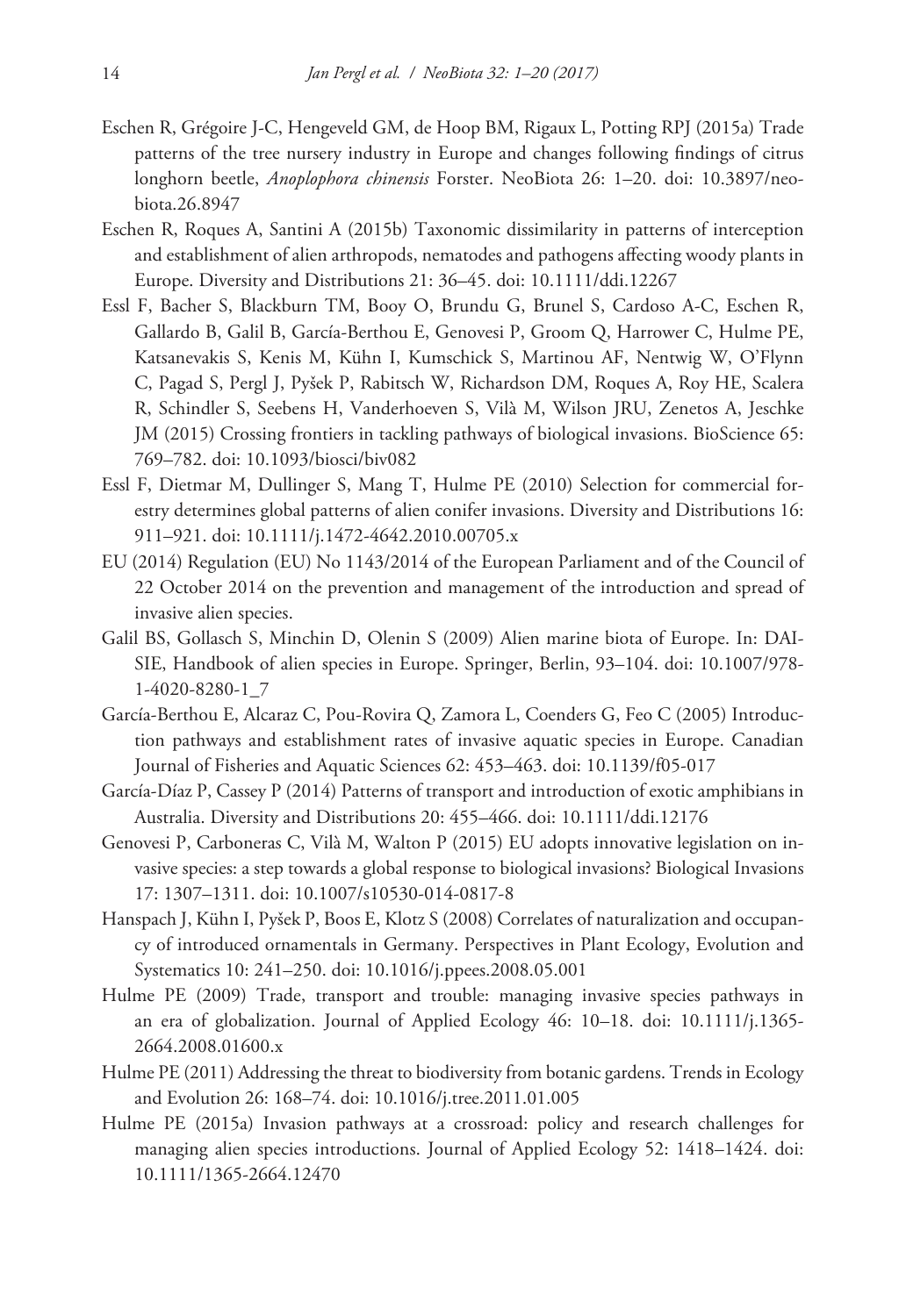Eschen R, Grégoire J-C, Hengeveld GM, de Hoop BM, Rigaux L, Potting RPJ (2015a) Trade patterns of the tree nursery industry in Europe and changes following findings of citrus longhorn beetle, *Anoplophora chinensis* Forster. NeoBiota 26: 1–20. doi: 10.3897/neobiota.26.8947

Eschen R, Roques A, Santini A (2015b) Taxonomic dissimilarity in patterns of interception and establishment of alien arthropods, nematodes and pathogens affecting woody plants in Europe. Diversity and Distributions 21: 36–45. doi: 10.1111/ddi.12267

Essl F, Bacher S, Blackburn TM, Booy O, Brundu G, Brunel S, Cardoso A-C, Eschen R, Gallardo B, Galil B, García-Berthou E, Genovesi P, Groom Q, Harrower C, Hulme PE, Katsanevakis S, Kenis M, Kühn I, Kumschick S, Martinou AF, Nentwig W, O'Flynn C, Pagad S, Pergl J, Pyšek P, Rabitsch W, Richardson DM, Roques A, Roy HE, Scalera R, Schindler S, Seebens H, Vanderhoeven S, Vilà M, Wilson JRU, Zenetos A, Jeschke JM (2015) Crossing frontiers in tackling pathways of biological invasions. BioScience 65: 769–782. doi: 10.1093/biosci/biv082

Essl F, Dietmar M, Dullinger S, Mang T, Hulme PE (2010) Selection for commercial forestry determines global patterns of alien conifer invasions. Diversity and Distributions 16: 911–921. doi: 10.1111/j.1472-4642.2010.00705.x

EU (2014) Regulation (EU) No 1143/2014 of the European Parliament and of the Council of 22 October 2014 on the prevention and management of the introduction and spread of invasive alien species.

Galil BS, Gollasch S, Minchin D, Olenin S (2009) Alien marine biota of Europe. In: DAISIE, Handbook of alien species in Europe. Springer, Berlin, 93–104. doi: 10.1007/978-1-4020-8280-1_7

García-Berthou E, Alcaraz C, Pou-Rovira Q, Zamora L, Coenders G, Feo C (2005) Introduction pathways and establishment rates of invasive aquatic species in Europe. Canadian Journal of Fisheries and Aquatic Sciences 62: 453–463. doi: 10.1139/f05-017

García-Díaz P, Cassey P (2014) Patterns of transport and introduction of exotic amphibians in Australia. Diversity and Distributions 20: 455–466. doi: 10.1111/ddi.12176

Genovesi P, Carboneras C, Vilà M, Walton P (2015) EU adopts innovative legislation on invasive species: a step towards a global response to biological invasions? Biological Invasions 17: 1307–1311. doi: 10.1007/s10530-014-0817-8

Hanspach J, Kühn I, Pyšek P, Boos E, Klotz S (2008) Correlates of naturalization and occupancy of introduced ornamentals in Germany. Perspectives in Plant Ecology, Evolution and Systematics 10: 241–250. doi: 10.1016/j.ppees.2008.05.001

Hulme PE (2009) Trade, transport and trouble: managing invasive species pathways in an era of globalization. Journal of Applied Ecology 46: 10–18. doi: 10.1111/j.1365-2664.2008.01600.x

Hulme PE (2011) Addressing the threat to biodiversity from botanic gardens. Trends in Ecology and Evolution 26: 168–74. doi: 10.1016/j.tree.2011.01.005

Hulme PE (2015a) Invasion pathways at a crossroad: policy and research challenges for managing alien species introductions. Journal of Applied Ecology 52: 1418–1424. doi: 10.1111/1365-2664.12470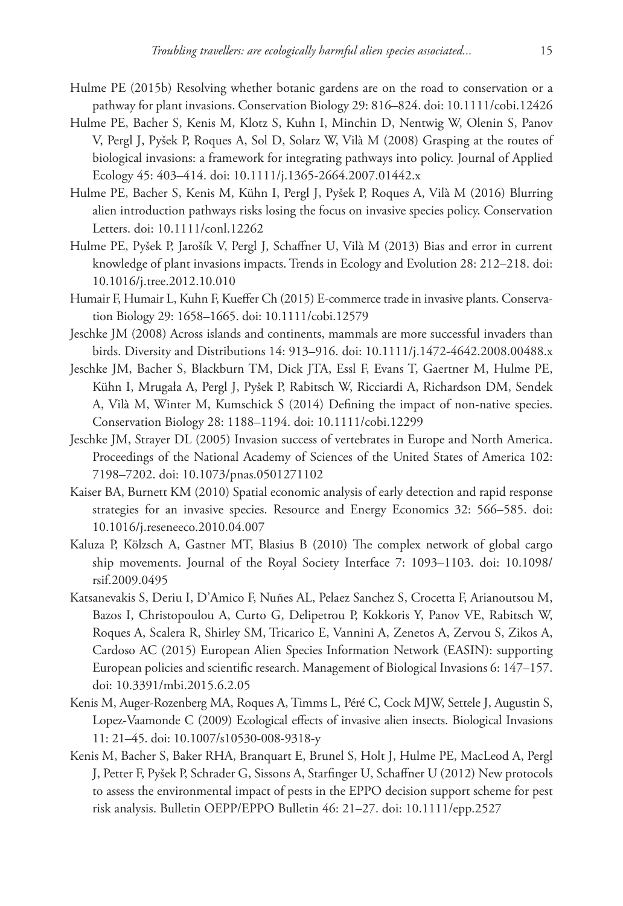Hulme PE (2015b) Resolving whether botanic gardens are on the road to conservation or a pathway for plant invasions. Conservation Biology 29: 816–824. doi: 10.1111/cobi.12426

Hulme PE, Bacher S, Kenis M, Klotz S, Kuhn I, Minchin D, Nentwig W, Olenin S, Panov V, Pergl J, Pyšek P, Roques A, Sol D, Solarz W, Vilà M (2008) Grasping at the routes of biological invasions: a framework for integrating pathways into policy. Journal of Applied Ecology 45: 403–414. doi: 10.1111/j.1365-2664.2007.01442.x

Hulme PE, Bacher S, Kenis M, Kühn I, Pergl J, Pyšek P, Roques A, Vilà M (2016) Blurring alien introduction pathways risks losing the focus on invasive species policy. Conservation Letters. doi: 10.1111/conl.12262

Hulme PE, Pyšek P, Jarošík V, Pergl J, Schaffner U, Vilà M (2013) Bias and error in current knowledge of plant invasions impacts. Trends in Ecology and Evolution 28: 212–218. doi: 10.1016/j.tree.2012.10.010

Humair F, Humair L, Kuhn F, Kueffer Ch (2015) E-commerce trade in invasive plants. Conservation Biology 29: 1658–1665. doi: 10.1111/cobi.12579

Jeschke JM (2008) Across islands and continents, mammals are more successful invaders than birds. Diversity and Distributions 14: 913–916. doi: 10.1111/j.1472-4642.2008.00488.x

Jeschke JM, Bacher S, Blackburn TM, Dick JTA, Essl F, Evans T, Gaertner M, Hulme PE, Kühn I, Mrugała A, Pergl J, Pyšek P, Rabitsch W, Ricciardi A, Richardson DM, Sendek A, Vilà M, Winter M, Kumschick S (2014) Defining the impact of non-native species. Conservation Biology 28: 1188–1194. doi: 10.1111/cobi.12299

Jeschke JM, Strayer DL (2005) Invasion success of vertebrates in Europe and North America. Proceedings of the National Academy of Sciences of the United States of America 102: 7198–7202. doi: 10.1073/pnas.0501271102

Kaiser BA, Burnett KM (2010) Spatial economic analysis of early detection and rapid response strategies for an invasive species. Resource and Energy Economics 32: 566–585. doi: 10.1016/j.reseneeco.2010.04.007

Kaluza P, Kölzsch A, Gastner MT, Blasius B (2010) The complex network of global cargo ship movements. Journal of the Royal Society Interface 7: 1093–1103. doi: 10.1098/rsif.2009.0495

Katsanevakis S, Deriu I, D'Amico F, Nuñes AL, Pelaez Sanchez S, Crocetta F, Arianoutsou M, Bazos I, Christopoulou A, Curto G, Delipetrou P, Kokkoris Y, Panov VE, Rabitsch W, Roques A, Scalera R, Shirley SM, Tricarico E, Vannini A, Zenetos A, Zervou S, Zikos A, Cardoso AC (2015) European Alien Species Information Network (EASIN): supporting European policies and scientific research. Management of Biological Invasions 6: 147–157. doi: 10.3391/mbi.2015.6.2.05

Kenis M, Auger-Rozenberg MA, Roques A, Timms L, Péré C, Cock MJW, Settele J, Augustin S, Lopez-Vaamonde C (2009) Ecological effects of invasive alien insects. Biological Invasions 11: 21–45. doi: 10.1007/s10530-008-9318-y

Kenis M, Bacher S, Baker RHA, Branquart E, Brunel S, Holt J, Hulme PE, MacLeod A, Pergl J, Petter F, Pyšek P, Schrader G, Sissons A, Starfinger U, Schaffner U (2012) New protocols to assess the environmental impact of pests in the EPPO decision support scheme for pest risk analysis. Bulletin OEPP/EPPO Bulletin 46: 21–27. doi: 10.1111/epp.2527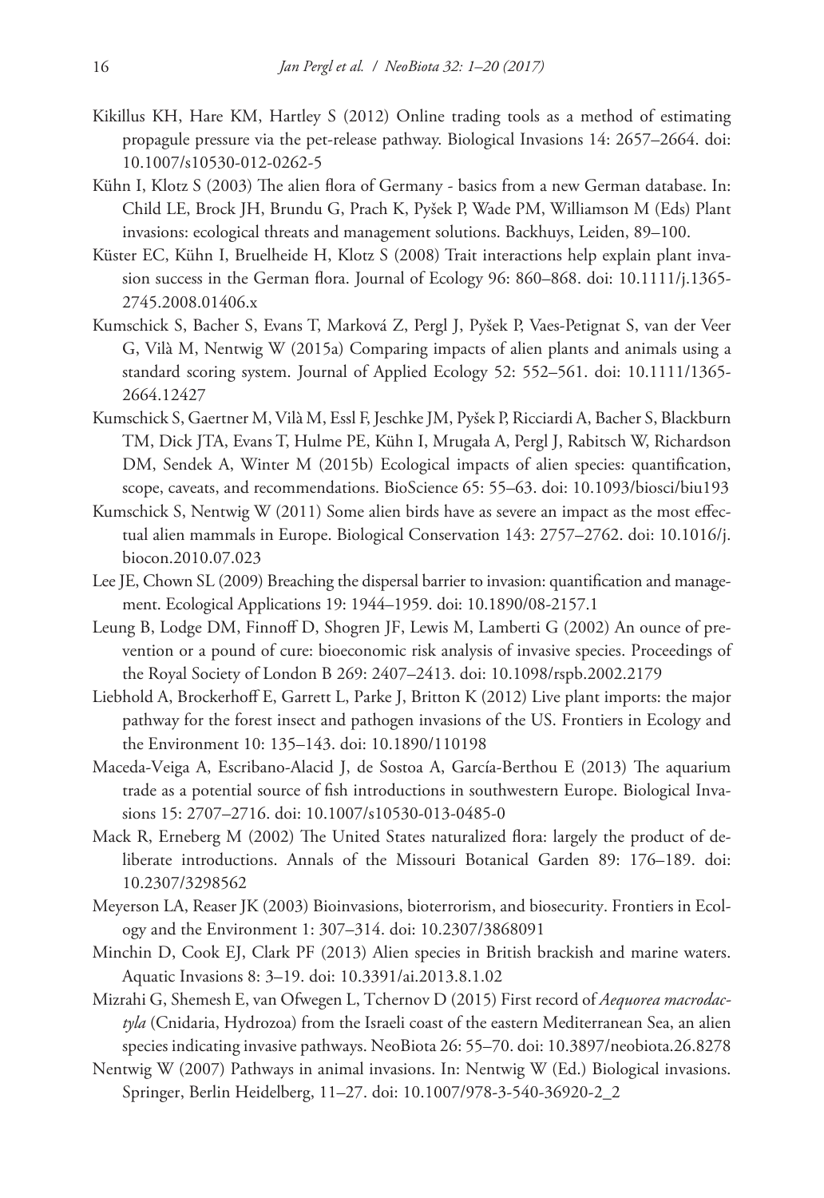Kikillus KH, Hare KM, Hartley S (2012) Online trading tools as a method of estimating propagule pressure via the pet-release pathway. Biological Invasions 14: 2657–2664. doi: 10.1007/s10530-012-0262-5

Kühn I, Klotz S (2003) The alien flora of Germany - basics from a new German database. In: Child LE, Brock JH, Brundu G, Prach K, Pyšek P, Wade PM, Williamson M (Eds) Plant invasions: ecological threats and management solutions. Backhuys, Leiden, 89–100.

Küster EC, Kühn I, Bruelheide H, Klotz S (2008) Trait interactions help explain plant invasion success in the German flora. Journal of Ecology 96: 860–868. doi: 10.1111/j.1365-2745.2008.01406.x

Kumschick S, Bacher S, Evans T, Marková Z, Pergl J, Pyšek P, Vaes-Petignat S, van der Veer G, Vilà M, Nentwig W (2015a) Comparing impacts of alien plants and animals using a standard scoring system. Journal of Applied Ecology 52: 552–561. doi: 10.1111/1365-2664.12427

Kumschick S, Gaertner M, Vilà M, Essl F, Jeschke JM, Pyšek P, Ricciardi A, Bacher S, Blackburn TM, Dick JTA, Evans T, Hulme PE, Kühn I, Mrugała A, Pergl J, Rabitsch W, Richardson DM, Sendek A, Winter M (2015b) Ecological impacts of alien species: quantification, scope, caveats, and recommendations. BioScience 65: 55–63. doi: 10.1093/biosci/biu193

Kumschick S, Nentwig W (2011) Some alien birds have as severe an impact as the most effectual alien mammals in Europe. Biological Conservation 143: 2757–2762. doi: 10.1016/j.biocon.2010.07.023

Lee JE, Chown SL (2009) Breaching the dispersal barrier to invasion: quantification and management. Ecological Applications 19: 1944–1959. doi: 10.1890/08-2157.1

Leung B, Lodge DM, Finnoff D, Shogren JF, Lewis M, Lamberti G (2002) An ounce of prevention or a pound of cure: bioeconomic risk analysis of invasive species. Proceedings of the Royal Society of London B 269: 2407–2413. doi: 10.1098/rspb.2002.2179

Liebhold A, Brockerhoff E, Garrett L, Parke J, Britton K (2012) Live plant imports: the major pathway for the forest insect and pathogen invasions of the US. Frontiers in Ecology and the Environment 10: 135–143. doi: 10.1890/110198

Maceda-Veiga A, Escribano-Alacid J, de Sostoa A, García-Berthou E (2013) The aquarium trade as a potential source of fish introductions in southwestern Europe. Biological Invasions 15: 2707–2716. doi: 10.1007/s10530-013-0485-0

Mack R, Erneberg M (2002) The United States naturalized flora: largely the product of deliberate introductions. Annals of the Missouri Botanical Garden 89: 176–189. doi: 10.2307/3298562

Meyerson LA, Reaser JK (2003) Bioinvasions, bioterrorism, and biosecurity. Frontiers in Ecology and the Environment 1: 307–314. doi: 10.2307/3868091

Minchin D, Cook EJ, Clark PF (2013) Alien species in British brackish and marine waters. Aquatic Invasions 8: 3–19. doi: 10.3391/ai.2013.8.1.02

Mizrahi G, Shemesh E, van Ofwegen L, Tchernov D (2015) First record of *Aequorea macrodactyla* (Cnidaria, Hydrozoa) from the Israeli coast of the eastern Mediterranean Sea, an alien species indicating invasive pathways. NeoBiota 26: 55–70. doi: 10.3897/neobiota.26.8278

Nentwig W (2007) Pathways in animal invasions. In: Nentwig W (Ed.) Biological invasions. Springer, Berlin Heidelberg, 11–27. doi: 10.1007/978-3-540-36920-2_2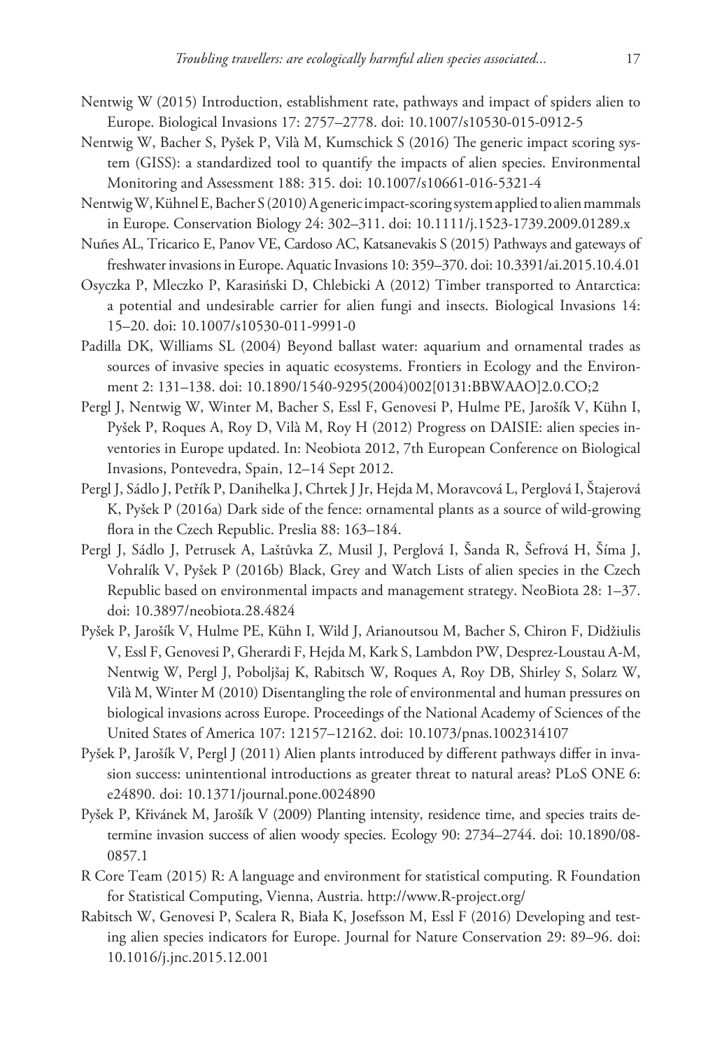Nentwig W (2015) Introduction, establishment rate, pathways and impact of spiders alien to Europe. Biological Invasions 17: 2757–2778. doi: 10.1007/s10530-015-0912-5

Nentwig W, Bacher S, Pyšek P, Vilà M, Kumschick S (2016) The generic impact scoring system (GISS): a standardized tool to quantify the impacts of alien species. Environmental Monitoring and Assessment 188: 315. doi: 10.1007/s10661-016-5321-4

Nentwig W, Kühnel E, Bacher S (2010) A generic impact-scoring system applied to alien mammals in Europe. Conservation Biology 24: 302–311. doi: 10.1111/j.1523-1739.2009.01289.x

Nuñes AL, Tricarico E, Panov VE, Cardoso AC, Katsanevakis S (2015) Pathways and gateways of freshwater invasions in Europe. Aquatic Invasions 10: 359–370. doi: 10.3391/ai.2015.10.4.01

Osyczka P, Mleczko P, Karasiński D, Chlebicki A (2012) Timber transported to Antarctica: a potential and undesirable carrier for alien fungi and insects. Biological Invasions 14: 15–20. doi: 10.1007/s10530-011-9991-0

Padilla DK, Williams SL (2004) Beyond ballast water: aquarium and ornamental trades as sources of invasive species in aquatic ecosystems. Frontiers in Ecology and the Environment 2: 131–138. doi: 10.1890/1540-9295(2004)002[0131:BBWAAO]2.0.CO;2

Pergl J, Nentwig W, Winter M, Bacher S, Essl F, Genovesi P, Hulme PE, Jarošík V, Kühn I, Pyšek P, Roques A, Roy D, Vilà M, Roy H (2012) Progress on DAISIE: alien species inventories in Europe updated. In: Neobiota 2012, 7th European Conference on Biological Invasions, Pontevedra, Spain, 12–14 Sept 2012.

Pergl J, Sádlo J, Petřík P, Danihelka J, Chrtek J Jr, Hejda M, Moravcová L, Perglová I, Štajerová K, Pyšek P (2016a) Dark side of the fence: ornamental plants as a source of wild-growing flora in the Czech Republic. Preslia 88: 163–184.

Pergl J, Sádlo J, Petrusek A, Laštůvka Z, Musil J, Perglová I, Šanda R, Šefrová H, Šíma J, Vohralík V, Pyšek P (2016b) Black, Grey and Watch Lists of alien species in the Czech Republic based on environmental impacts and management strategy. NeoBiota 28: 1–37. doi: 10.3897/neobiota.28.4824

Pyšek P, Jarošík V, Hulme PE, Kühn I, Wild J, Arianoutsou M, Bacher S, Chiron F, Didžiulis V, Essl F, Genovesi P, Gherardi F, Hejda M, Kark S, Lambdon PW, Desprez-Loustau A-M, Nentwig W, Pergl J, Poboljšaj K, Rabitsch W, Roques A, Roy DB, Shirley S, Solarz W, Vilà M, Winter M (2010) Disentangling the role of environmental and human pressures on biological invasions across Europe. Proceedings of the National Academy of Sciences of the United States of America 107: 12157–12162. doi: 10.1073/pnas.1002314107

Pyšek P, Jarošík V, Pergl J (2011) Alien plants introduced by different pathways differ in invasion success: unintentional introductions as greater threat to natural areas? PLoS ONE 6: e24890. doi: 10.1371/journal.pone.0024890

Pyšek P, Křivánek M, Jarošík V (2009) Planting intensity, residence time, and species traits determine invasion success of alien woody species. Ecology 90: 2734–2744. doi: 10.1890/08-0857.1

R Core Team (2015) R: A language and environment for statistical computing. R Foundation for Statistical Computing, Vienna, Austria. http://www.R-project.org/

Rabitsch W, Genovesi P, Scalera R, Biała K, Josefsson M, Essl F (2016) Developing and testing alien species indicators for Europe. Journal for Nature Conservation 29: 89–96. doi: 10.1016/j.jnc.2015.12.001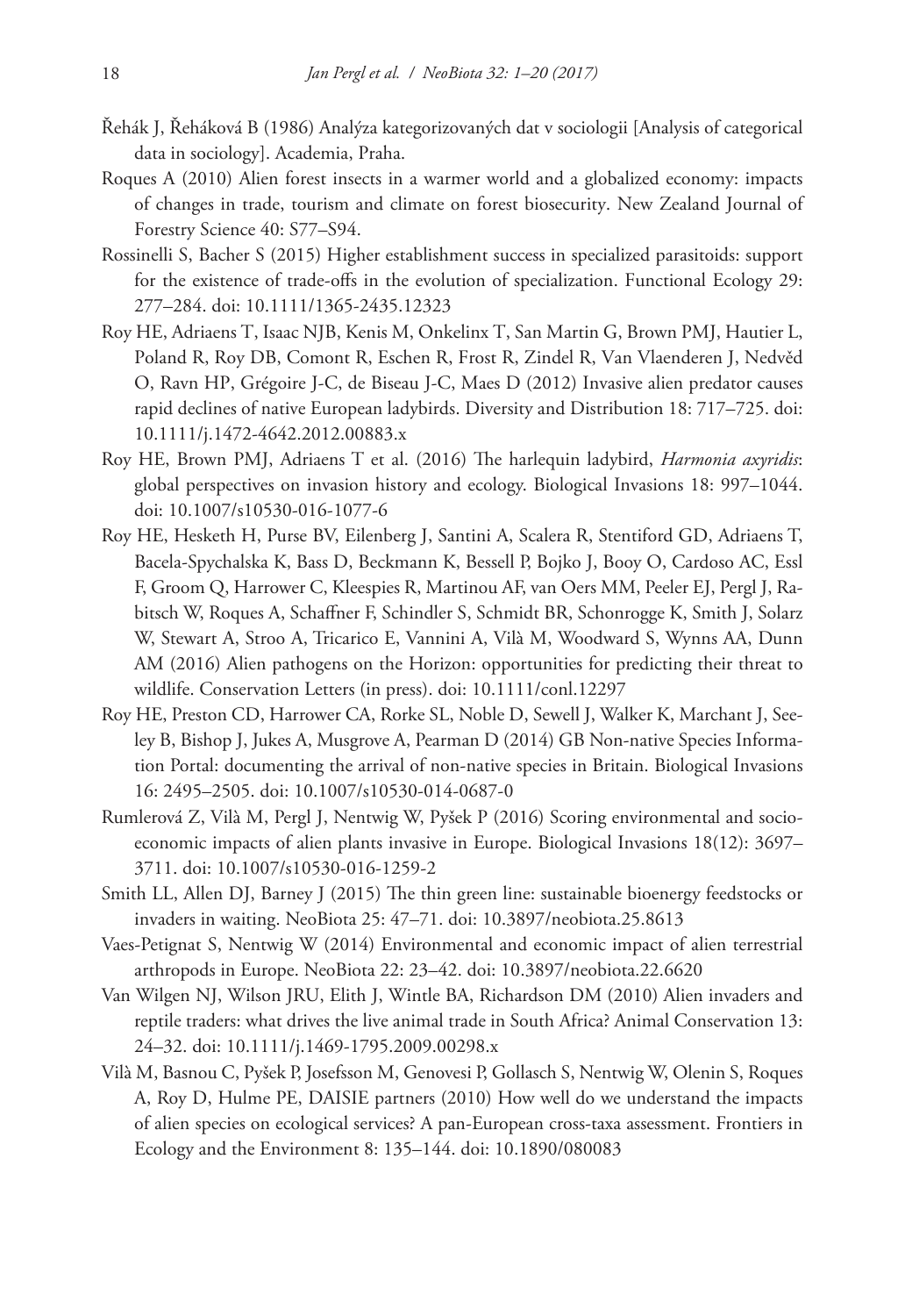Řehák J, Řeháková B (1986) Analýza kategorizovaných dat v sociologii [Analysis of categorical data in sociology]. Academia, Praha.

Roques A (2010) Alien forest insects in a warmer world and a globalized economy: impacts of changes in trade, tourism and climate on forest biosecurity. New Zealand Journal of Forestry Science 40: S77–S94.

Rossinelli S, Bacher S (2015) Higher establishment success in specialized parasitoids: support for the existence of trade-offs in the evolution of specialization. Functional Ecology 29: 277–284. doi: 10.1111/1365-2435.12323

Roy HE, Adriaens T, Isaac NJB, Kenis M, Onkelinx T, San Martin G, Brown PMJ, Hautier L, Poland R, Roy DB, Comont R, Eschen R, Frost R, Zindel R, Van Vlaenderen J, Nedvěd O, Ravn HP, Grégoire J-C, de Biseau J-C, Maes D (2012) Invasive alien predator causes rapid declines of native European ladybirds. Diversity and Distribution 18: 717–725. doi: 10.1111/j.1472-4642.2012.00883.x

Roy HE, Brown PMJ, Adriaens T et al. (2016) The harlequin ladybird, *Harmonia axyridis*: global perspectives on invasion history and ecology. Biological Invasions 18: 997–1044. doi: 10.1007/s10530-016-1077-6

Roy HE, Hesketh H, Purse BV, Eilenberg J, Santini A, Scalera R, Stentiford GD, Adriaens T, Bacela-Spychalska K, Bass D, Beckmann K, Bessell P, Bojko J, Booy O, Cardoso AC, Essl F, Groom Q, Harrower C, Kleespies R, Martinou AF, van Oers MM, Peeler EJ, Pergl J, Rabitsch W, Roques A, Schaffner F, Schindler S, Schmidt BR, Schonrogge K, Smith J, Solarz W, Stewart A, Stroo A, Tricarico E, Vannini A, Vilà M, Woodward S, Wynns AA, Dunn AM (2016) Alien pathogens on the Horizon: opportunities for predicting their threat to wildlife. Conservation Letters (in press). doi: 10.1111/conl.12297

Roy HE, Preston CD, Harrower CA, Rorke SL, Noble D, Sewell J, Walker K, Marchant J, Seeley B, Bishop J, Jukes A, Musgrove A, Pearman D (2014) GB Non-native Species Information Portal: documenting the arrival of non-native species in Britain. Biological Invasions 16: 2495–2505. doi: 10.1007/s10530-014-0687-0

Rumlerová Z, Vilà M, Pergl J, Nentwig W, Pyšek P (2016) Scoring environmental and socioeconomic impacts of alien plants invasive in Europe. Biological Invasions 18(12): 3697–3711. doi: 10.1007/s10530-016-1259-2

Smith LL, Allen DJ, Barney J (2015) The thin green line: sustainable bioenergy feedstocks or invaders in waiting. NeoBiota 25: 47–71. doi: 10.3897/neobiota.25.8613

Vaes-Petignat S, Nentwig W (2014) Environmental and economic impact of alien terrestrial arthropods in Europe. NeoBiota 22: 23–42. doi: 10.3897/neobiota.22.6620

Van Wilgen NJ, Wilson JRU, Elith J, Wintle BA, Richardson DM (2010) Alien invaders and reptile traders: what drives the live animal trade in South Africa? Animal Conservation 13: 24–32. doi: 10.1111/j.1469-1795.2009.00298.x

Vilà M, Basnou C, Pyšek P, Josefsson M, Genovesi P, Gollasch S, Nentwig W, Olenin S, Roques A, Roy D, Hulme PE, DAISIE partners (2010) How well do we understand the impacts of alien species on ecological services? A pan-European cross-taxa assessment. Frontiers in Ecology and the Environment 8: 135–144. doi: 10.1890/080083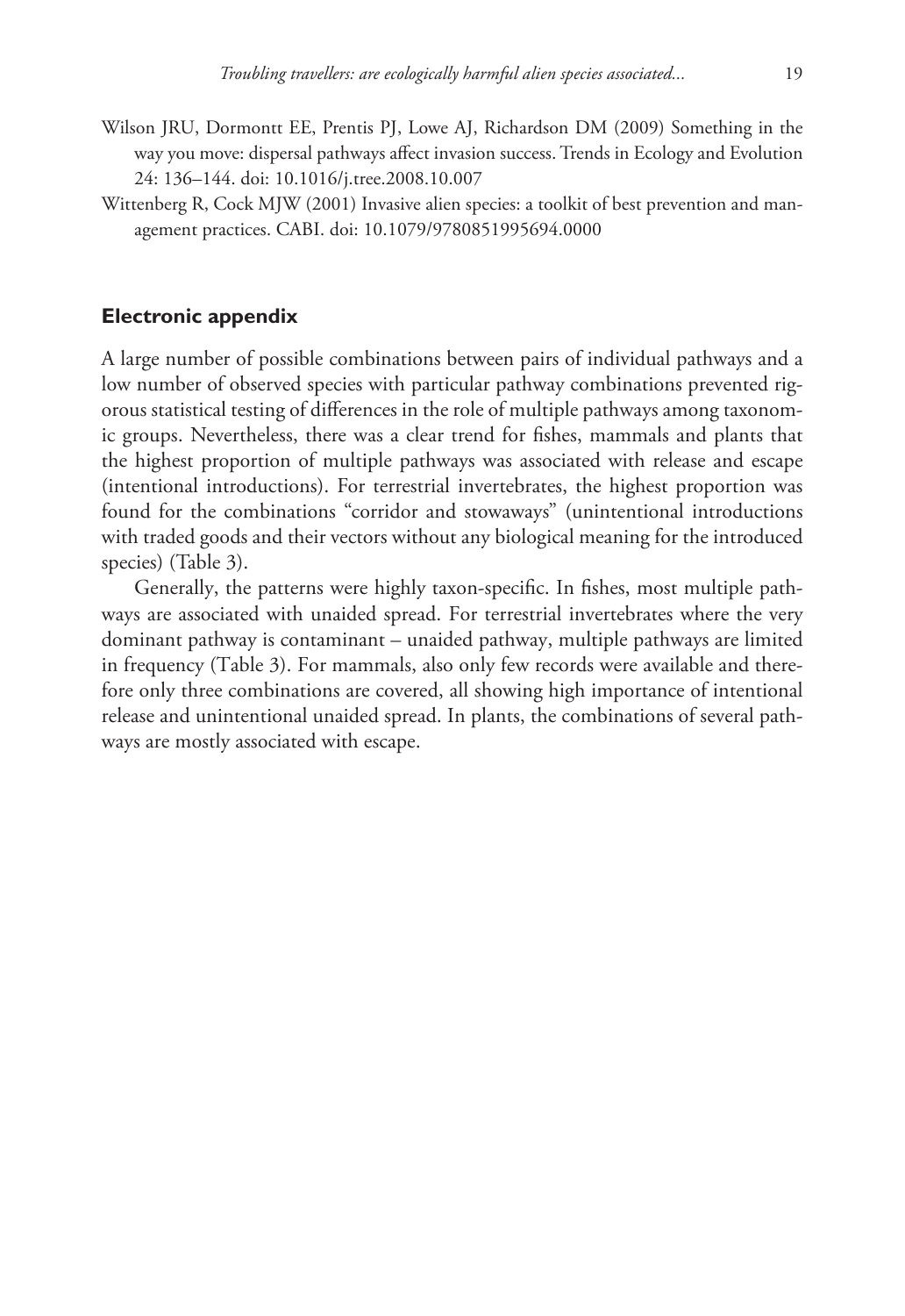Wilson JRU, Dormontt EE, Prentis PJ, Lowe AJ, Richardson DM (2009) Something in the way you move: dispersal pathways affect invasion success. Trends in Ecology and Evolution 24: 136–144. doi: 10.1016/j.tree.2008.10.007

Wittenberg R, Cock MJW (2001) Invasive alien species: a toolkit of best prevention and management practices. CABI. doi: 10.1079/9780851995694.0000

## Electronic appendix

A large number of possible combinations between pairs of individual pathways and a low number of observed species with particular pathway combinations prevented rigorous statistical testing of differences in the role of multiple pathways among taxonomic groups. Nevertheless, there was a clear trend for fishes, mammals and plants that the highest proportion of multiple pathways was associated with release and escape (intentional introductions). For terrestrial invertebrates, the highest proportion was found for the combinations "corridor and stowaways" (unintentional introductions with traded goods and their vectors without any biological meaning for the introduced species) (Table 3).

Generally, the patterns were highly taxon-specific. In fishes, most multiple pathways are associated with unaided spread. For terrestrial invertebrates where the very dominant pathway is contaminant – unaided pathway, multiple pathways are limited in frequency (Table 3). For mammals, also only few records were available and therefore only three combinations are covered, all showing high importance of intentional release and unintentional unaided spread. In plants, the combinations of several pathways are mostly associated with escape.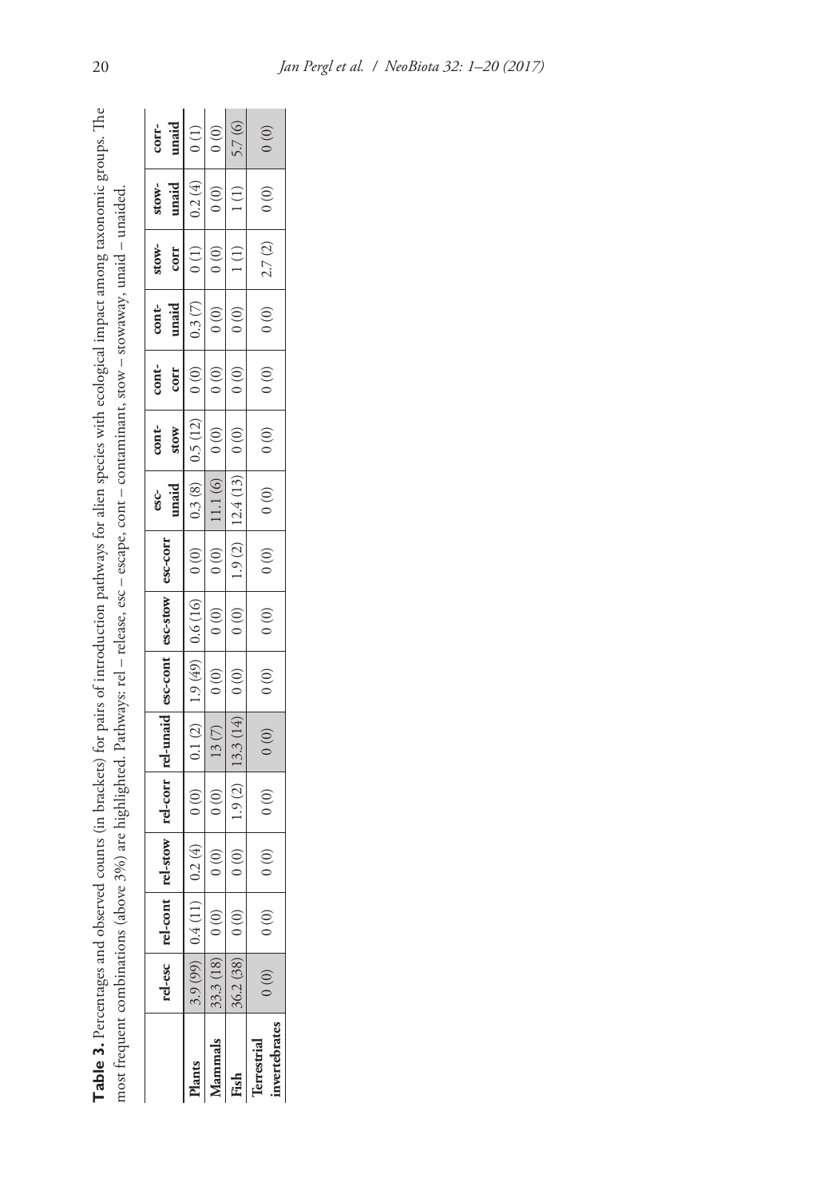**Table 3.** Percentages and observed counts (in brackets) for pairs of introduction pathways for alien species with ecological impact among taxonomic groups. The most frequent combinations (above 3%) are highlighted. Pathways: rel – release, esc – escape, cont – contaminant, stow – stowaway, unaid – unaided.

| | rel-esc | rel-cont | rel-stow | rel-corr | rel-unaid | esc-cont | esc-stow | esc-corr | esc-unaid | cont-stow | cont-corr | cont-unaid | stow-corr | stow-unaid | corr-unaid |
|---|---|---|---|---|---|---|---|---|---|---|---|---|---|---|---|
| Plants | 3.9 (99) | 0.4 (11) | 0.2 (4) | 0 (0) | 0.1 (2) | 1.9 (49) | 0.6 (16) | 0 (0) | 0.3 (8) | 0.5 (12) | 0 (0) | 0.3 (7) | 0 (1) | 0.2 (4) | 0 (1) |
| Mammals | 33.3 (18) | 0 (0) | 0 (0) | 0 (0) | 13 (7) | 0 (0) | 0 (0) | 0 (0) | 11.1 (6) | 0 (0) | 0 (0) | 0 (0) | 0 (0) | 0 (0) | 0 (0) |
| Fish | 36.2 (38) | 0 (0) | 0 (0) | 1.9 (2) | 13.3 (14) | 0 (0) | 0 (0) | 1.9 (2) | 12.4 (13) | 0 (0) | 0 (0) | 0 (0) | 1 (1) | 1 (1) | 5.7 (6) |
| Terrestrial invertebrates | 0 (0) | 0 (0) | 0 (0) | 0 (0) | 0 (0) | 0 (0) | 0 (0) | 0 (0) | 0 (0) | 0 (0) | 0 (0) | 0 (0) | 2.7 (2) | 0 (0) | 0 (0) |